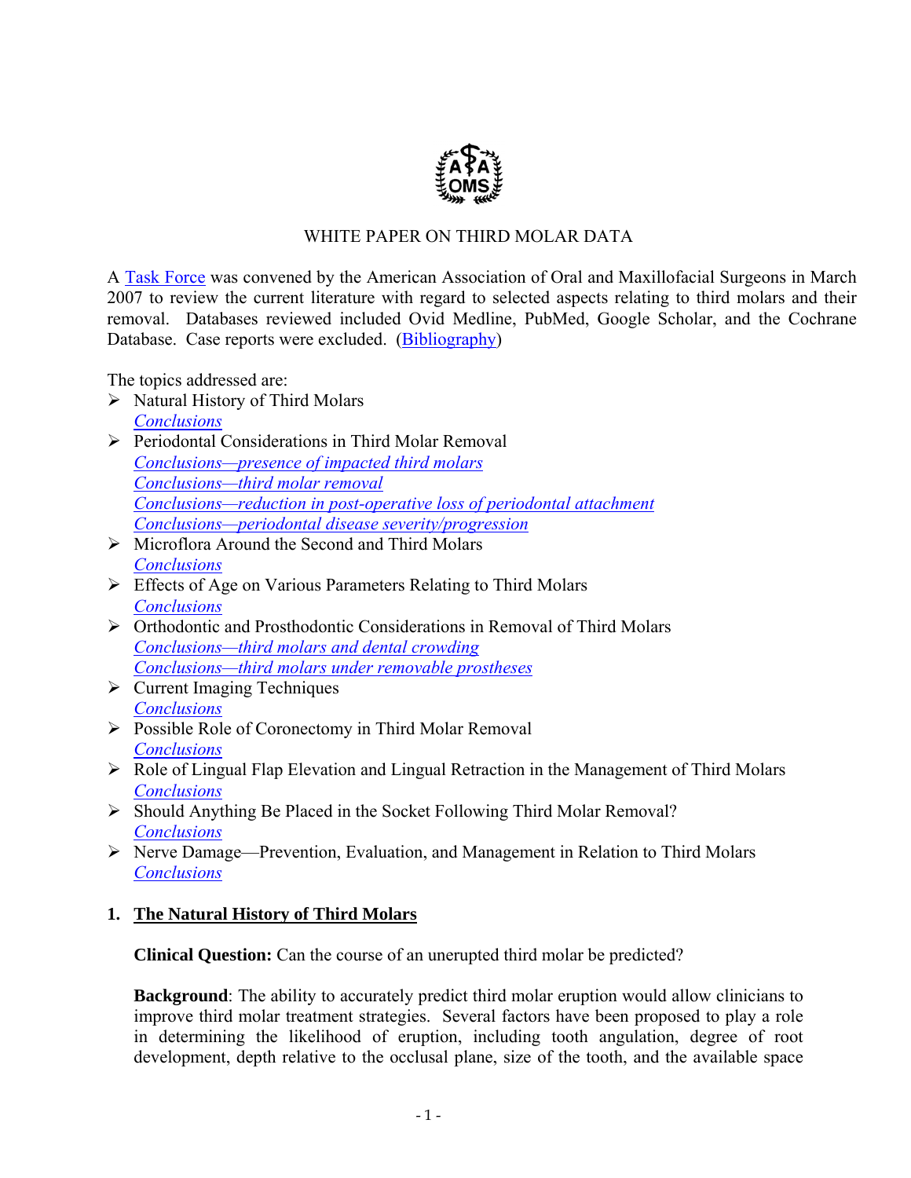WHITE PAPER ON THIRD MOLAR DATA

A Task Force was convened by the American Association of Oral and Maxillofacial Surgeons in March 2007 to review the current literature with regard to selected aspects relating to third molars and their removal. Databases reviewed included Ovid Medline, PubMed, Google Scholar, and the Cochrane Database. Case reports were excluded. (Bibliography)

The topics addressed are:

- Natural History of Third Molars
  *Conclusions*
- Periodontal Considerations in Third Molar Removal
  *Conclusions—presence of impacted third molars*
  *Conclusions—third molar removal*
  *Conclusions—reduction in post-operative loss of periodontal attachment*
  *Conclusions—periodontal disease severity/progression*
- Microflora Around the Second and Third Molars
  *Conclusions*
- Effects of Age on Various Parameters Relating to Third Molars
  *Conclusions*
- Orthodontic and Prosthodontic Considerations in Removal of Third Molars
  *Conclusions—third molars and dental crowding*
  *Conclusions—third molars under removable prostheses*
- Current Imaging Techniques
  *Conclusions*
- Possible Role of Coronectomy in Third Molar Removal
  *Conclusions*
- Role of Lingual Flap Elevation and Lingual Retraction in the Management of Third Molars
  *Conclusions*
- Should Anything Be Placed in the Socket Following Third Molar Removal?
  *Conclusions*
- Nerve Damage—Prevention, Evaluation, and Management in Relation to Third Molars
  *Conclusions*

## 1. The Natural History of Third Molars

**Clinical Question:** Can the course of an unerupted third molar be predicted?

**Background**: The ability to accurately predict third molar eruption would allow clinicians to improve third molar treatment strategies. Several factors have been proposed to play a role in determining the likelihood of eruption, including tooth angulation, degree of root development, depth relative to the occlusal plane, size of the tooth, and the available space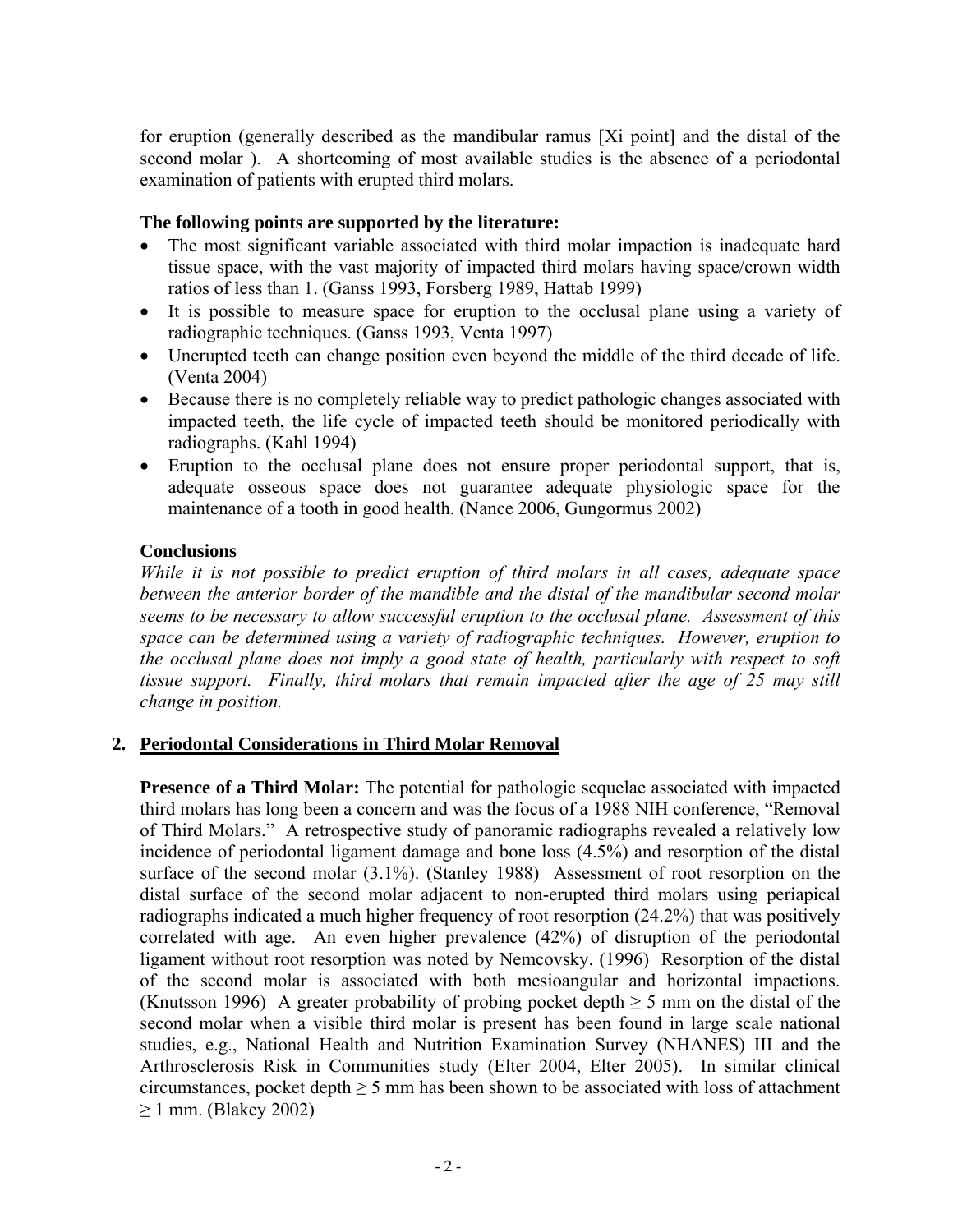for eruption (generally described as the mandibular ramus [Xi point] and the distal of the second molar ). A shortcoming of most available studies is the absence of a periodontal examination of patients with erupted third molars.

**The following points are supported by the literature:**

- The most significant variable associated with third molar impaction is inadequate hard tissue space, with the vast majority of impacted third molars having space/crown width ratios of less than 1. (Ganss 1993, Forsberg 1989, Hattab 1999)
- It is possible to measure space for eruption to the occlusal plane using a variety of radiographic techniques. (Ganss 1993, Venta 1997)
- Unerupted teeth can change position even beyond the middle of the third decade of life. (Venta 2004)
- Because there is no completely reliable way to predict pathologic changes associated with impacted teeth, the life cycle of impacted teeth should be monitored periodically with radiographs. (Kahl 1994)
- Eruption to the occlusal plane does not ensure proper periodontal support, that is, adequate osseous space does not guarantee adequate physiologic space for the maintenance of a tooth in good health. (Nance 2006, Gungormus 2002)

**Conclusions**

*While it is not possible to predict eruption of third molars in all cases, adequate space between the anterior border of the mandible and the distal of the mandibular second molar seems to be necessary to allow successful eruption to the occlusal plane. Assessment of this space can be determined using a variety of radiographic techniques. However, eruption to the occlusal plane does not imply a good state of health, particularly with respect to soft tissue support. Finally, third molars that remain impacted after the age of 25 may still change in position.*

## 2. Periodontal Considerations in Third Molar Removal

**Presence of a Third Molar:** The potential for pathologic sequelae associated with impacted third molars has long been a concern and was the focus of a 1988 NIH conference, "Removal of Third Molars." A retrospective study of panoramic radiographs revealed a relatively low incidence of periodontal ligament damage and bone loss (4.5%) and resorption of the distal surface of the second molar (3.1%). (Stanley 1988) Assessment of root resorption on the distal surface of the second molar adjacent to non-erupted third molars using periapical radiographs indicated a much higher frequency of root resorption (24.2%) that was positively correlated with age. An even higher prevalence (42%) of disruption of the periodontal ligament without root resorption was noted by Nemcovsky. (1996) Resorption of the distal of the second molar is associated with both mesioangular and horizontal impactions. (Knutsson 1996) A greater probability of probing pocket depth $\geq 5$ mm on the distal of the second molar when a visible third molar is present has been found in large scale national studies, e.g., National Health and Nutrition Examination Survey (NHANES) III and the Arthrosclerosis Risk in Communities study (Elter 2004, Elter 2005). In similar clinical circumstances, pocket depth $\geq 5$ mm has been shown to be associated with loss of attachment $\geq 1$ mm. (Blakey 2002)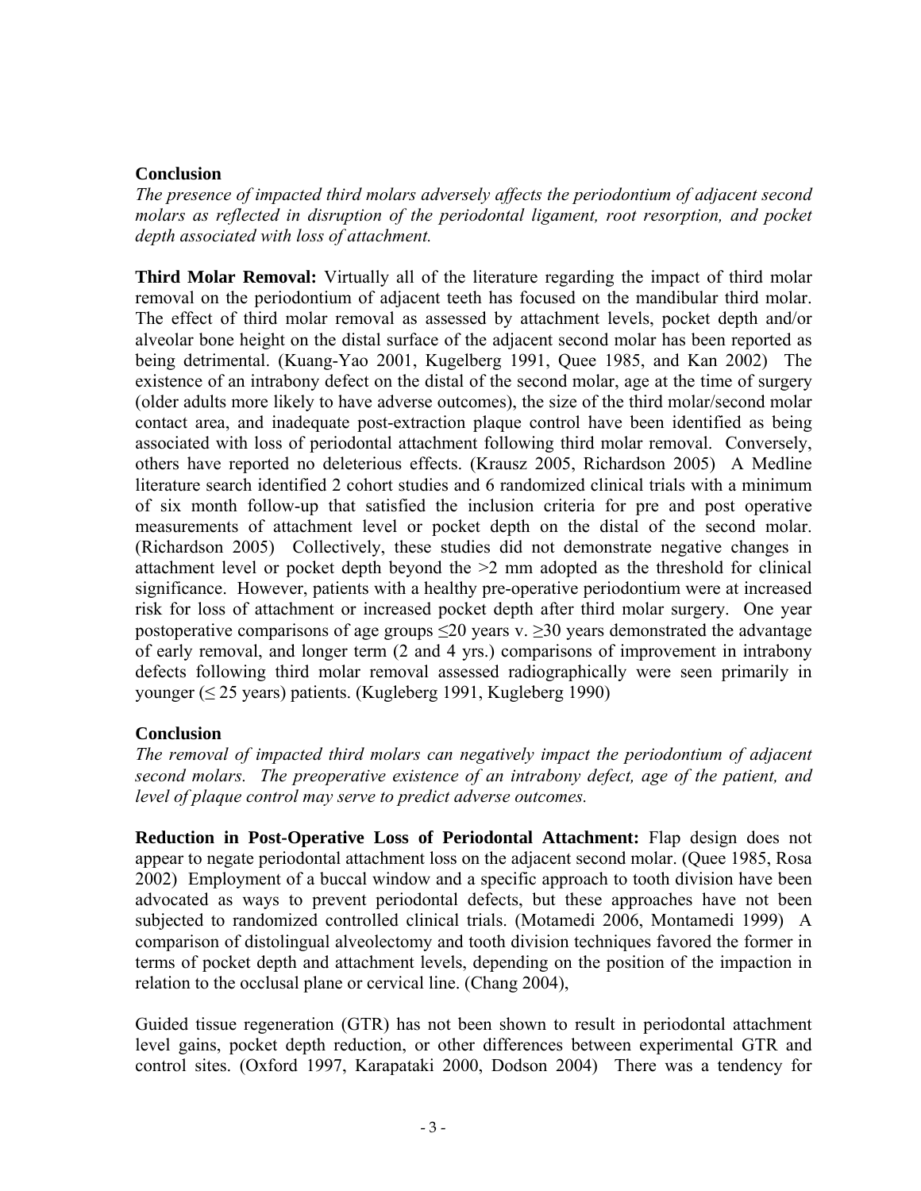**Conclusion**

*The presence of impacted third molars adversely affects the periodontium of adjacent second molars as reflected in disruption of the periodontal ligament, root resorption, and pocket depth associated with loss of attachment.*

**Third Molar Removal:** Virtually all of the literature regarding the impact of third molar removal on the periodontium of adjacent teeth has focused on the mandibular third molar. The effect of third molar removal as assessed by attachment levels, pocket depth and/or alveolar bone height on the distal surface of the adjacent second molar has been reported as being detrimental. (Kuang-Yao 2001, Kugelberg 1991, Quee 1985, and Kan 2002) The existence of an intrabony defect on the distal of the second molar, age at the time of surgery (older adults more likely to have adverse outcomes), the size of the third molar/second molar contact area, and inadequate post-extraction plaque control have been identified as being associated with loss of periodontal attachment following third molar removal. Conversely, others have reported no deleterious effects. (Krausz 2005, Richardson 2005) A Medline literature search identified 2 cohort studies and 6 randomized clinical trials with a minimum of six month follow-up that satisfied the inclusion criteria for pre and post operative measurements of attachment level or pocket depth on the distal of the second molar. (Richardson 2005) Collectively, these studies did not demonstrate negative changes in attachment level or pocket depth beyond the >2 mm adopted as the threshold for clinical significance. However, patients with a healthy pre-operative periodontium were at increased risk for loss of attachment or increased pocket depth after third molar surgery. One year postoperative comparisons of age groups ≤20 years v. ≥30 years demonstrated the advantage of early removal, and longer term (2 and 4 yrs.) comparisons of improvement in intrabony defects following third molar removal assessed radiographically were seen primarily in younger (≤ 25 years) patients. (Kugleberg 1991, Kugleberg 1990)

**Conclusion**

*The removal of impacted third molars can negatively impact the periodontium of adjacent second molars. The preoperative existence of an intrabony defect, age of the patient, and level of plaque control may serve to predict adverse outcomes.*

**Reduction in Post-Operative Loss of Periodontal Attachment:** Flap design does not appear to negate periodontal attachment loss on the adjacent second molar. (Quee 1985, Rosa 2002) Employment of a buccal window and a specific approach to tooth division have been advocated as ways to prevent periodontal defects, but these approaches have not been subjected to randomized controlled clinical trials. (Motamedi 2006, Montamedi 1999) A comparison of distolingual alveolectomy and tooth division techniques favored the former in terms of pocket depth and attachment levels, depending on the position of the impaction in relation to the occlusal plane or cervical line. (Chang 2004),

Guided tissue regeneration (GTR) has not been shown to result in periodontal attachment level gains, pocket depth reduction, or other differences between experimental GTR and control sites. (Oxford 1997, Karapataki 2000, Dodson 2004) There was a tendency for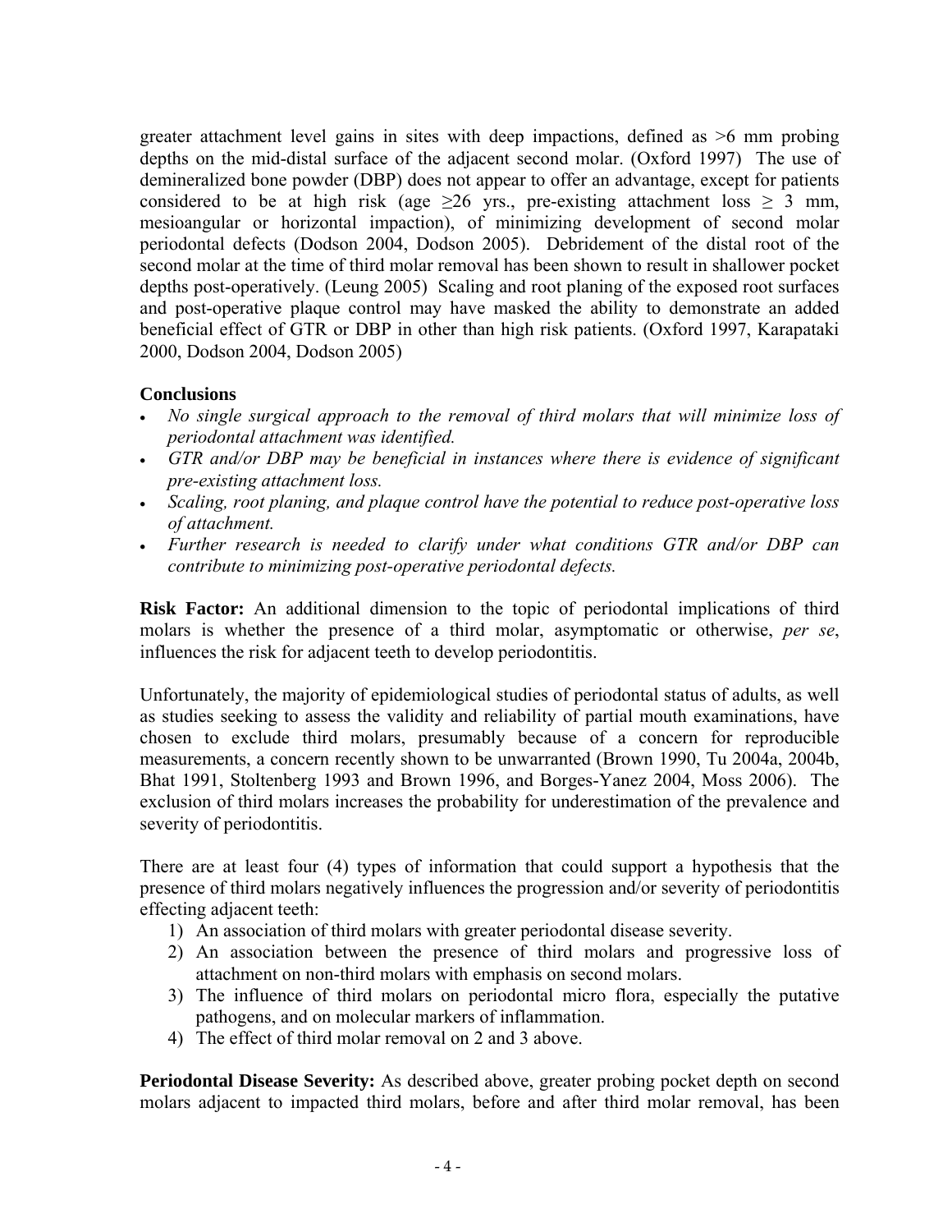greater attachment level gains in sites with deep impactions, defined as >6 mm probing depths on the mid-distal surface of the adjacent second molar. (Oxford 1997) The use of demineralized bone powder (DBP) does not appear to offer an advantage, except for patients considered to be at high risk (age $\geq$26 yrs., pre-existing attachment loss $\geq$ 3 mm, mesioangular or horizontal impaction), of minimizing development of second molar periodontal defects (Dodson 2004, Dodson 2005). Debridement of the distal root of the second molar at the time of third molar removal has been shown to result in shallower pocket depths post-operatively. (Leung 2005) Scaling and root planing of the exposed root surfaces and post-operative plaque control may have masked the ability to demonstrate an added beneficial effect of GTR or DBP in other than high risk patients. (Oxford 1997, Karapataki 2000, Dodson 2004, Dodson 2005)

**Conclusions**

- *No single surgical approach to the removal of third molars that will minimize loss of periodontal attachment was identified.*
- *GTR and/or DBP may be beneficial in instances where there is evidence of significant pre-existing attachment loss.*
- *Scaling, root planing, and plaque control have the potential to reduce post-operative loss of attachment.*
- *Further research is needed to clarify under what conditions GTR and/or DBP can contribute to minimizing post-operative periodontal defects.*

**Risk Factor:** An additional dimension to the topic of periodontal implications of third molars is whether the presence of a third molar, asymptomatic or otherwise, *per se*, influences the risk for adjacent teeth to develop periodontitis.

Unfortunately, the majority of epidemiological studies of periodontal status of adults, as well as studies seeking to assess the validity and reliability of partial mouth examinations, have chosen to exclude third molars, presumably because of a concern for reproducible measurements, a concern recently shown to be unwarranted (Brown 1990, Tu 2004a, 2004b, Bhat 1991, Stoltenberg 1993 and Brown 1996, and Borges-Yanez 2004, Moss 2006). The exclusion of third molars increases the probability for underestimation of the prevalence and severity of periodontitis.

There are at least four (4) types of information that could support a hypothesis that the presence of third molars negatively influences the progression and/or severity of periodontitis effecting adjacent teeth:

1) An association of third molars with greater periodontal disease severity.
2) An association between the presence of third molars and progressive loss of attachment on non-third molars with emphasis on second molars.
3) The influence of third molars on periodontal micro flora, especially the putative pathogens, and on molecular markers of inflammation.
4) The effect of third molar removal on 2 and 3 above.

**Periodontal Disease Severity:** As described above, greater probing pocket depth on second molars adjacent to impacted third molars, before and after third molar removal, has been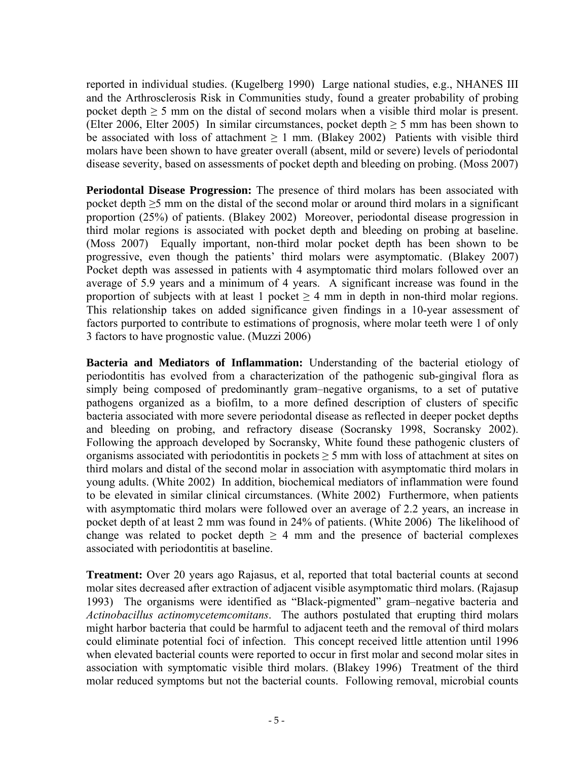reported in individual studies. (Kugelberg 1990) Large national studies, e.g., NHANES III and the Arthrosclerosis Risk in Communities study, found a greater probability of probing pocket depth $\geq$ 5 mm on the distal of second molars when a visible third molar is present. (Elter 2006, Elter 2005) In similar circumstances, pocket depth $\geq$ 5 mm has been shown to be associated with loss of attachment $\geq$ 1 mm. (Blakey 2002) Patients with visible third molars have been shown to have greater overall (absent, mild or severe) levels of periodontal disease severity, based on assessments of pocket depth and bleeding on probing. (Moss 2007)

**Periodontal Disease Progression:** The presence of third molars has been associated with pocket depth $\geq$5 mm on the distal of the second molar or around third molars in a significant proportion (25%) of patients. (Blakey 2002) Moreover, periodontal disease progression in third molar regions is associated with pocket depth and bleeding on probing at baseline. (Moss 2007) Equally important, non-third molar pocket depth has been shown to be progressive, even though the patients' third molars were asymptomatic. (Blakey 2007) Pocket depth was assessed in patients with 4 asymptomatic third molars followed over an average of 5.9 years and a minimum of 4 years. A significant increase was found in the proportion of subjects with at least 1 pocket $\geq$ 4 mm in depth in non-third molar regions. This relationship takes on added significance given findings in a 10-year assessment of factors purported to contribute to estimations of prognosis, where molar teeth were 1 of only 3 factors to have prognostic value. (Muzzi 2006)

**Bacteria and Mediators of Inflammation:** Understanding of the bacterial etiology of periodontitis has evolved from a characterization of the pathogenic sub-gingival flora as simply being composed of predominantly gram–negative organisms, to a set of putative pathogens organized as a biofilm, to a more defined description of clusters of specific bacteria associated with more severe periodontal disease as reflected in deeper pocket depths and bleeding on probing, and refractory disease (Socransky 1998, Socransky 2002). Following the approach developed by Socransky, White found these pathogenic clusters of organisms associated with periodontitis in pockets $\geq$ 5 mm with loss of attachment at sites on third molars and distal of the second molar in association with asymptomatic third molars in young adults. (White 2002) In addition, biochemical mediators of inflammation were found to be elevated in similar clinical circumstances. (White 2002) Furthermore, when patients with asymptomatic third molars were followed over an average of 2.2 years, an increase in pocket depth of at least 2 mm was found in 24% of patients. (White 2006) The likelihood of change was related to pocket depth $\geq$ 4 mm and the presence of bacterial complexes associated with periodontitis at baseline.

**Treatment:** Over 20 years ago Rajasus, et al, reported that total bacterial counts at second molar sites decreased after extraction of adjacent visible asymptomatic third molars. (Rajasup 1993) The organisms were identified as "Black-pigmented" gram–negative bacteria and *Actinobacillus actinomycetemcomitans*. The authors postulated that erupting third molars might harbor bacteria that could be harmful to adjacent teeth and the removal of third molars could eliminate potential foci of infection. This concept received little attention until 1996 when elevated bacterial counts were reported to occur in first molar and second molar sites in association with symptomatic visible third molars. (Blakey 1996) Treatment of the third molar reduced symptoms but not the bacterial counts. Following removal, microbial counts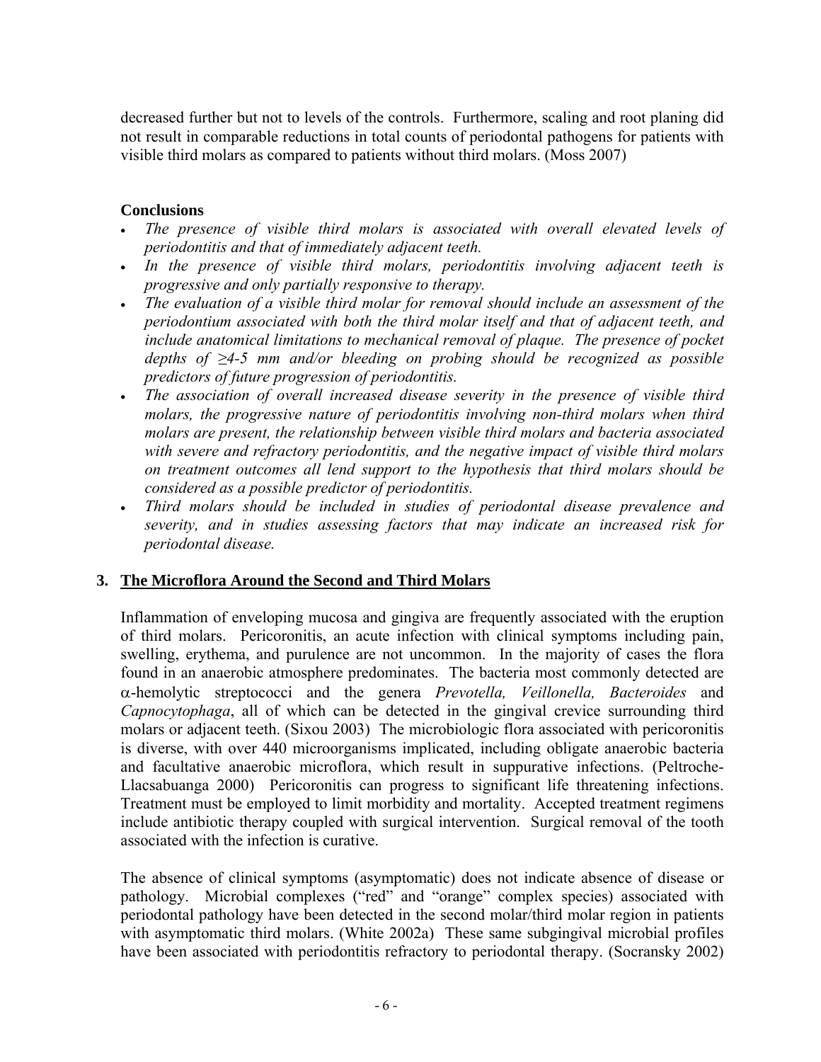decreased further but not to levels of the controls. Furthermore, scaling and root planing did not result in comparable reductions in total counts of periodontal pathogens for patients with visible third molars as compared to patients without third molars. (Moss 2007)

**Conclusions**

- *The presence of visible third molars is associated with overall elevated levels of periodontitis and that of immediately adjacent teeth.*
- *In the presence of visible third molars, periodontitis involving adjacent teeth is progressive and only partially responsive to therapy.*
- *The evaluation of a visible third molar for removal should include an assessment of the periodontium associated with both the third molar itself and that of adjacent teeth, and include anatomical limitations to mechanical removal of plaque. The presence of pocket depths of ≥4-5 mm and/or bleeding on probing should be recognized as possible predictors of future progression of periodontitis.*
- *The association of overall increased disease severity in the presence of visible third molars, the progressive nature of periodontitis involving non-third molars when third molars are present, the relationship between visible third molars and bacteria associated with severe and refractory periodontitis, and the negative impact of visible third molars on treatment outcomes all lend support to the hypothesis that third molars should be considered as a possible predictor of periodontitis.*
- *Third molars should be included in studies of periodontal disease prevalence and severity, and in studies assessing factors that may indicate an increased risk for periodontal disease.*

## 3. The Microflora Around the Second and Third Molars

Inflammation of enveloping mucosa and gingiva are frequently associated with the eruption of third molars. Pericoronitis, an acute infection with clinical symptoms including pain, swelling, erythema, and purulence are not uncommon. In the majority of cases the flora found in an anaerobic atmosphere predominates. The bacteria most commonly detected are $\alpha$-hemolytic streptococci and the genera *Prevotella, Veillonella, Bacteroides* and *Capnocytophaga*, all of which can be detected in the gingival crevice surrounding third molars or adjacent teeth. (Sixou 2003) The microbiologic flora associated with pericoronitis is diverse, with over 440 microorganisms implicated, including obligate anaerobic bacteria and facultative anaerobic microflora, which result in suppurative infections. (Peltroche-Llacsabuanga 2000) Pericoronitis can progress to significant life threatening infections. Treatment must be employed to limit morbidity and mortality. Accepted treatment regimens include antibiotic therapy coupled with surgical intervention. Surgical removal of the tooth associated with the infection is curative.

The absence of clinical symptoms (asymptomatic) does not indicate absence of disease or pathology. Microbial complexes ("red" and "orange" complex species) associated with periodontal pathology have been detected in the second molar/third molar region in patients with asymptomatic third molars. (White 2002a) These same subgingival microbial profiles have been associated with periodontitis refractory to periodontal therapy. (Socransky 2002)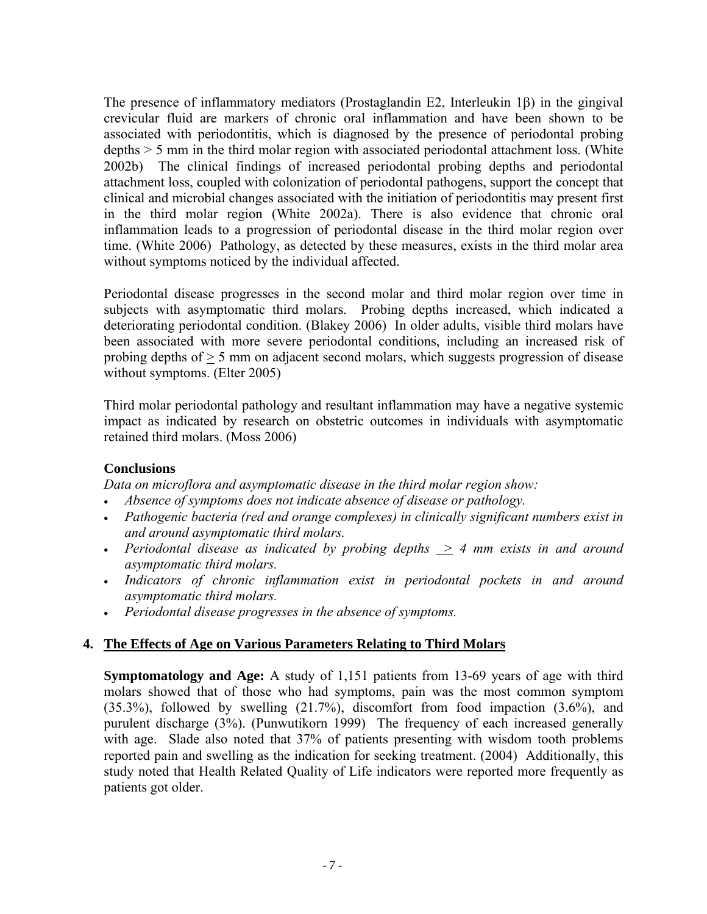The presence of inflammatory mediators (Prostaglandin E2, Interleukin 1β) in the gingival crevicular fluid are markers of chronic oral inflammation and have been shown to be associated with periodontitis, which is diagnosed by the presence of periodontal probing depths > 5 mm in the third molar region with associated periodontal attachment loss. (White 2002b) The clinical findings of increased periodontal probing depths and periodontal attachment loss, coupled with colonization of periodontal pathogens, support the concept that clinical and microbial changes associated with the initiation of periodontitis may present first in the third molar region (White 2002a). There is also evidence that chronic oral inflammation leads to a progression of periodontal disease in the third molar region over time. (White 2006) Pathology, as detected by these measures, exists in the third molar area without symptoms noticed by the individual affected.

Periodontal disease progresses in the second molar and third molar region over time in subjects with asymptomatic third molars. Probing depths increased, which indicated a deteriorating periodontal condition. (Blakey 2006) In older adults, visible third molars have been associated with more severe periodontal conditions, including an increased risk of probing depths of ≥ 5 mm on adjacent second molars, which suggests progression of disease without symptoms. (Elter 2005)

Third molar periodontal pathology and resultant inflammation may have a negative systemic impact as indicated by research on obstetric outcomes in individuals with asymptomatic retained third molars. (Moss 2006)

**Conclusions**

*Data on microflora and asymptomatic disease in the third molar region show:*

- *Absence of symptoms does not indicate absence of disease or pathology.*
- *Pathogenic bacteria (red and orange complexes) in clinically significant numbers exist in and around asymptomatic third molars.*
- *Periodontal disease as indicated by probing depths ≥ 4 mm exists in and around asymptomatic third molars.*
- *Indicators of chronic inflammation exist in periodontal pockets in and around asymptomatic third molars.*
- *Periodontal disease progresses in the absence of symptoms.*

## 4. The Effects of Age on Various Parameters Relating to Third Molars

**Symptomatology and Age:** A study of 1,151 patients from 13-69 years of age with third molars showed that of those who had symptoms, pain was the most common symptom (35.3%), followed by swelling (21.7%), discomfort from food impaction (3.6%), and purulent discharge (3%). (Punwutikorn 1999) The frequency of each increased generally with age. Slade also noted that 37% of patients presenting with wisdom tooth problems reported pain and swelling as the indication for seeking treatment. (2004) Additionally, this study noted that Health Related Quality of Life indicators were reported more frequently as patients got older.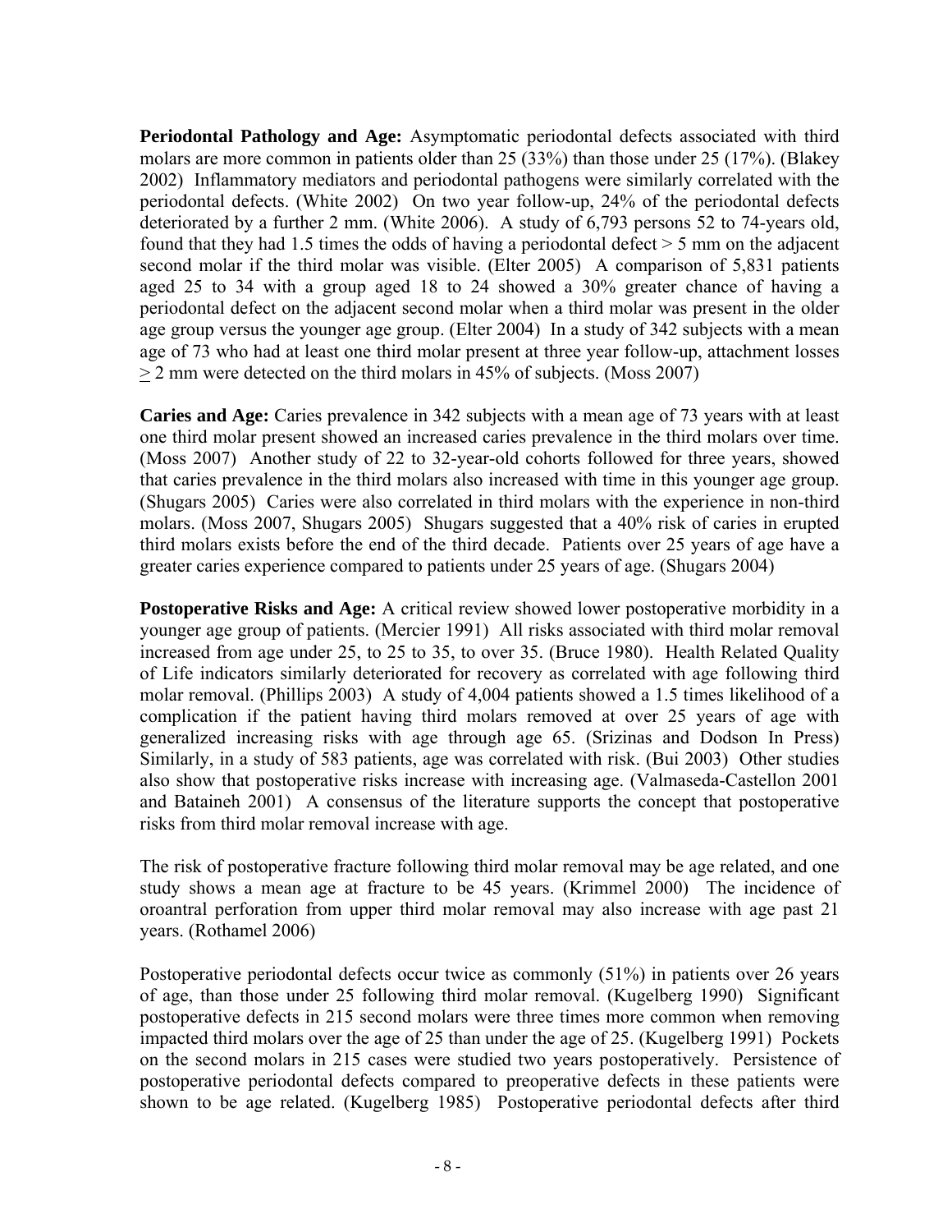**Periodontal Pathology and Age:** Asymptomatic periodontal defects associated with third molars are more common in patients older than 25 (33%) than those under 25 (17%). (Blakey 2002) Inflammatory mediators and periodontal pathogens were similarly correlated with the periodontal defects. (White 2002) On two year follow-up, 24% of the periodontal defects deteriorated by a further 2 mm. (White 2006). A study of 6,793 persons 52 to 74-years old, found that they had 1.5 times the odds of having a periodontal defect > 5 mm on the adjacent second molar if the third molar was visible. (Elter 2005) A comparison of 5,831 patients aged 25 to 34 with a group aged 18 to 24 showed a 30% greater chance of having a periodontal defect on the adjacent second molar when a third molar was present in the older age group versus the younger age group. (Elter 2004) In a study of 342 subjects with a mean age of 73 who had at least one third molar present at three year follow-up, attachment losses ≥ 2 mm were detected on the third molars in 45% of subjects. (Moss 2007)

**Caries and Age:** Caries prevalence in 342 subjects with a mean age of 73 years with at least one third molar present showed an increased caries prevalence in the third molars over time. (Moss 2007) Another study of 22 to 32-year-old cohorts followed for three years, showed that caries prevalence in the third molars also increased with time in this younger age group. (Shugars 2005) Caries were also correlated in third molars with the experience in non-third molars. (Moss 2007, Shugars 2005) Shugars suggested that a 40% risk of caries in erupted third molars exists before the end of the third decade. Patients over 25 years of age have a greater caries experience compared to patients under 25 years of age. (Shugars 2004)

**Postoperative Risks and Age:** A critical review showed lower postoperative morbidity in a younger age group of patients. (Mercier 1991) All risks associated with third molar removal increased from age under 25, to 25 to 35, to over 35. (Bruce 1980). Health Related Quality of Life indicators similarly deteriorated for recovery as correlated with age following third molar removal. (Phillips 2003) A study of 4,004 patients showed a 1.5 times likelihood of a complication if the patient having third molars removed at over 25 years of age with generalized increasing risks with age through age 65. (Srizinas and Dodson In Press) Similarly, in a study of 583 patients, age was correlated with risk. (Bui 2003) Other studies also show that postoperative risks increase with increasing age. (Valmaseda-Castellon 2001 and Bataineh 2001) A consensus of the literature supports the concept that postoperative risks from third molar removal increase with age.

The risk of postoperative fracture following third molar removal may be age related, and one study shows a mean age at fracture to be 45 years. (Krimmel 2000) The incidence of oroantral perforation from upper third molar removal may also increase with age past 21 years. (Rothamel 2006)

Postoperative periodontal defects occur twice as commonly (51%) in patients over 26 years of age, than those under 25 following third molar removal. (Kugelberg 1990) Significant postoperative defects in 215 second molars were three times more common when removing impacted third molars over the age of 25 than under the age of 25. (Kugelberg 1991) Pockets on the second molars in 215 cases were studied two years postoperatively. Persistence of postoperative periodontal defects compared to preoperative defects in these patients were shown to be age related. (Kugelberg 1985) Postoperative periodontal defects after third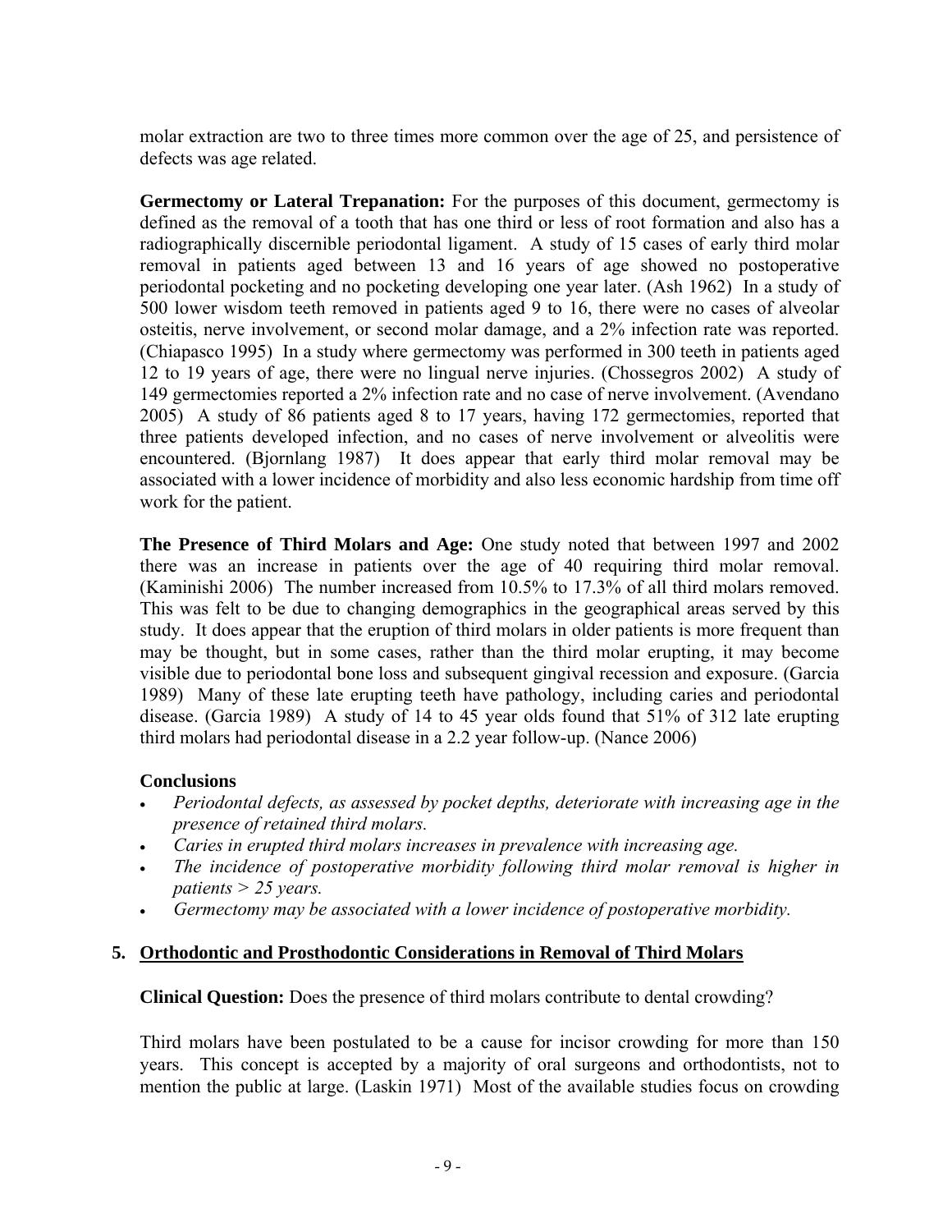molar extraction are two to three times more common over the age of 25, and persistence of defects was age related.

**Germectomy or Lateral Trepanation:** For the purposes of this document, germectomy is defined as the removal of a tooth that has one third or less of root formation and also has a radiographically discernible periodontal ligament. A study of 15 cases of early third molar removal in patients aged between 13 and 16 years of age showed no postoperative periodontal pocketing and no pocketing developing one year later. (Ash 1962) In a study of 500 lower wisdom teeth removed in patients aged 9 to 16, there were no cases of alveolar osteitis, nerve involvement, or second molar damage, and a 2% infection rate was reported. (Chiapasco 1995) In a study where germectomy was performed in 300 teeth in patients aged 12 to 19 years of age, there were no lingual nerve injuries. (Chossegros 2002) A study of 149 germectomies reported a 2% infection rate and no case of nerve involvement. (Avendano 2005) A study of 86 patients aged 8 to 17 years, having 172 germectomies, reported that three patients developed infection, and no cases of nerve involvement or alveolitis were encountered. (Bjornlang 1987) It does appear that early third molar removal may be associated with a lower incidence of morbidity and also less economic hardship from time off work for the patient.

**The Presence of Third Molars and Age:** One study noted that between 1997 and 2002 there was an increase in patients over the age of 40 requiring third molar removal. (Kaminishi 2006) The number increased from 10.5% to 17.3% of all third molars removed. This was felt to be due to changing demographics in the geographical areas served by this study. It does appear that the eruption of third molars in older patients is more frequent than may be thought, but in some cases, rather than the third molar erupting, it may become visible due to periodontal bone loss and subsequent gingival recession and exposure. (Garcia 1989) Many of these late erupting teeth have pathology, including caries and periodontal disease. (Garcia 1989) A study of 14 to 45 year olds found that 51% of 312 late erupting third molars had periodontal disease in a 2.2 year follow-up. (Nance 2006)

**Conclusions**

- *Periodontal defects, as assessed by pocket depths, deteriorate with increasing age in the presence of retained third molars.*
- *Caries in erupted third molars increases in prevalence with increasing age.*
- *The incidence of postoperative morbidity following third molar removal is higher in patients > 25 years.*
- *Germectomy may be associated with a lower incidence of postoperative morbidity.*

## 5. Orthodontic and Prosthodontic Considerations in Removal of Third Molars

**Clinical Question:** Does the presence of third molars contribute to dental crowding?

Third molars have been postulated to be a cause for incisor crowding for more than 150 years. This concept is accepted by a majority of oral surgeons and orthodontists, not to mention the public at large. (Laskin 1971) Most of the available studies focus on crowding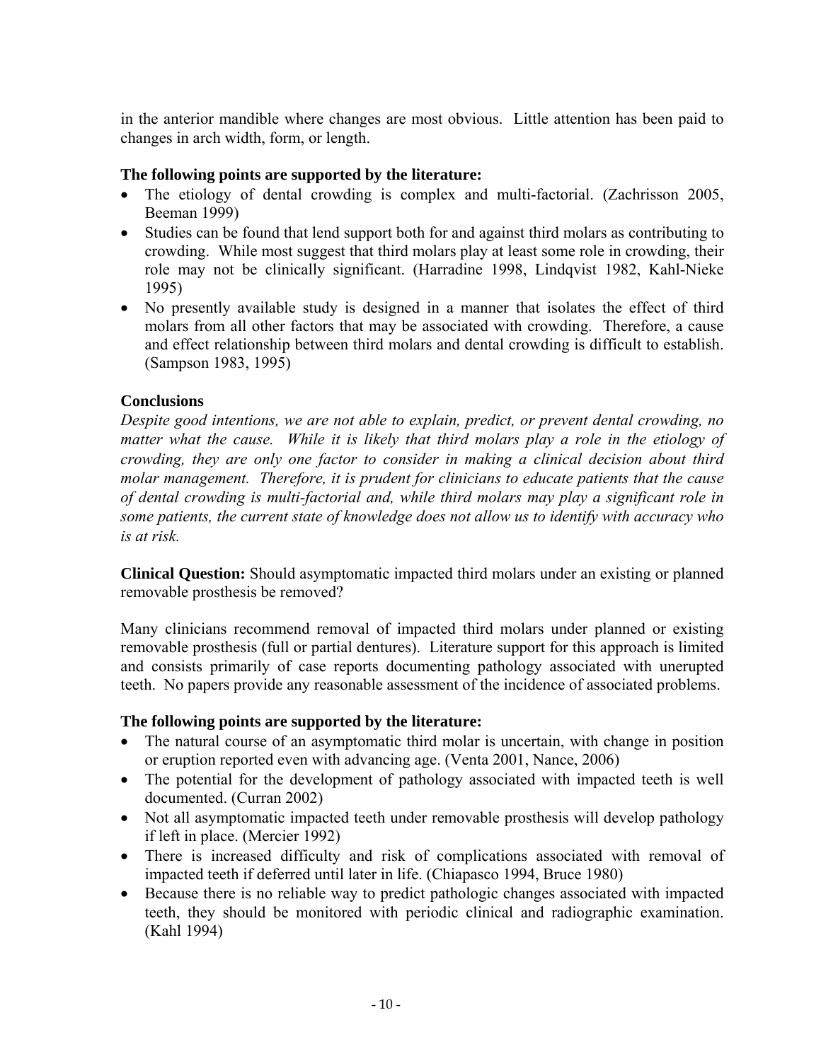in the anterior mandible where changes are most obvious. Little attention has been paid to changes in arch width, form, or length.

**The following points are supported by the literature:**

- The etiology of dental crowding is complex and multi-factorial. (Zachrisson 2005, Beeman 1999)
- Studies can be found that lend support both for and against third molars as contributing to crowding. While most suggest that third molars play at least some role in crowding, their role may not be clinically significant. (Harradine 1998, Lindqvist 1982, Kahl-Nieke 1995)
- No presently available study is designed in a manner that isolates the effect of third molars from all other factors that may be associated with crowding. Therefore, a cause and effect relationship between third molars and dental crowding is difficult to establish. (Sampson 1983, 1995)

**Conclusions**

*Despite good intentions, we are not able to explain, predict, or prevent dental crowding, no matter what the cause. While it is likely that third molars play a role in the etiology of crowding, they are only one factor to consider in making a clinical decision about third molar management. Therefore, it is prudent for clinicians to educate patients that the cause of dental crowding is multi-factorial and, while third molars may play a significant role in some patients, the current state of knowledge does not allow us to identify with accuracy who is at risk.*

**Clinical Question:** Should asymptomatic impacted third molars under an existing or planned removable prosthesis be removed?

Many clinicians recommend removal of impacted third molars under planned or existing removable prosthesis (full or partial dentures). Literature support for this approach is limited and consists primarily of case reports documenting pathology associated with unerupted teeth. No papers provide any reasonable assessment of the incidence of associated problems.

**The following points are supported by the literature:**

- The natural course of an asymptomatic third molar is uncertain, with change in position or eruption reported even with advancing age. (Venta 2001, Nance, 2006)
- The potential for the development of pathology associated with impacted teeth is well documented. (Curran 2002)
- Not all asymptomatic impacted teeth under removable prosthesis will develop pathology if left in place. (Mercier 1992)
- There is increased difficulty and risk of complications associated with removal of impacted teeth if deferred until later in life. (Chiapasco 1994, Bruce 1980)
- Because there is no reliable way to predict pathologic changes associated with impacted teeth, they should be monitored with periodic clinical and radiographic examination. (Kahl 1994)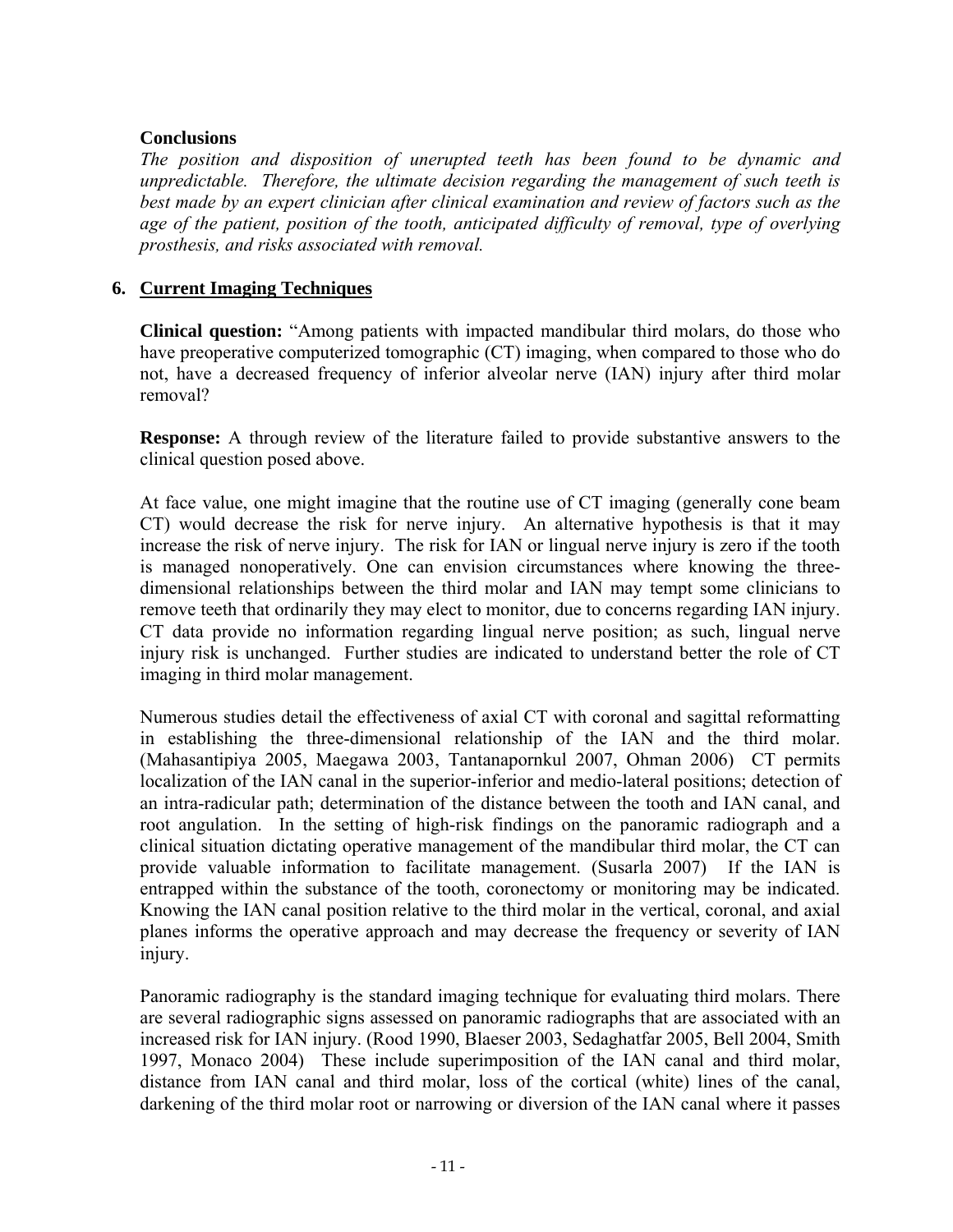**Conclusions**

*The position and disposition of unerupted teeth has been found to be dynamic and unpredictable. Therefore, the ultimate decision regarding the management of such teeth is best made by an expert clinician after clinical examination and review of factors such as the age of the patient, position of the tooth, anticipated difficulty of removal, type of overlying prosthesis, and risks associated with removal.*

## 6. Current Imaging Techniques

**Clinical question:** "Among patients with impacted mandibular third molars, do those who have preoperative computerized tomographic (CT) imaging, when compared to those who do not, have a decreased frequency of inferior alveolar nerve (IAN) injury after third molar removal?

**Response:** A through review of the literature failed to provide substantive answers to the clinical question posed above.

At face value, one might imagine that the routine use of CT imaging (generally cone beam CT) would decrease the risk for nerve injury. An alternative hypothesis is that it may increase the risk of nerve injury. The risk for IAN or lingual nerve injury is zero if the tooth is managed nonoperatively. One can envision circumstances where knowing the three-dimensional relationships between the third molar and IAN may tempt some clinicians to remove teeth that ordinarily they may elect to monitor, due to concerns regarding IAN injury. CT data provide no information regarding lingual nerve position; as such, lingual nerve injury risk is unchanged. Further studies are indicated to understand better the role of CT imaging in third molar management.

Numerous studies detail the effectiveness of axial CT with coronal and sagittal reformatting in establishing the three-dimensional relationship of the IAN and the third molar. (Mahasantipiya 2005, Maegawa 2003, Tantanapornkul 2007, Ohman 2006) CT permits localization of the IAN canal in the superior-inferior and medio-lateral positions; detection of an intra-radicular path; determination of the distance between the tooth and IAN canal, and root angulation. In the setting of high-risk findings on the panoramic radiograph and a clinical situation dictating operative management of the mandibular third molar, the CT can provide valuable information to facilitate management. (Susarla 2007) If the IAN is entrapped within the substance of the tooth, coronectomy or monitoring may be indicated. Knowing the IAN canal position relative to the third molar in the vertical, coronal, and axial planes informs the operative approach and may decrease the frequency or severity of IAN injury.

Panoramic radiography is the standard imaging technique for evaluating third molars. There are several radiographic signs assessed on panoramic radiographs that are associated with an increased risk for IAN injury. (Rood 1990, Blaeser 2003, Sedaghatfar 2005, Bell 2004, Smith 1997, Monaco 2004) These include superimposition of the IAN canal and third molar, distance from IAN canal and third molar, loss of the cortical (white) lines of the canal, darkening of the third molar root or narrowing or diversion of the IAN canal where it passes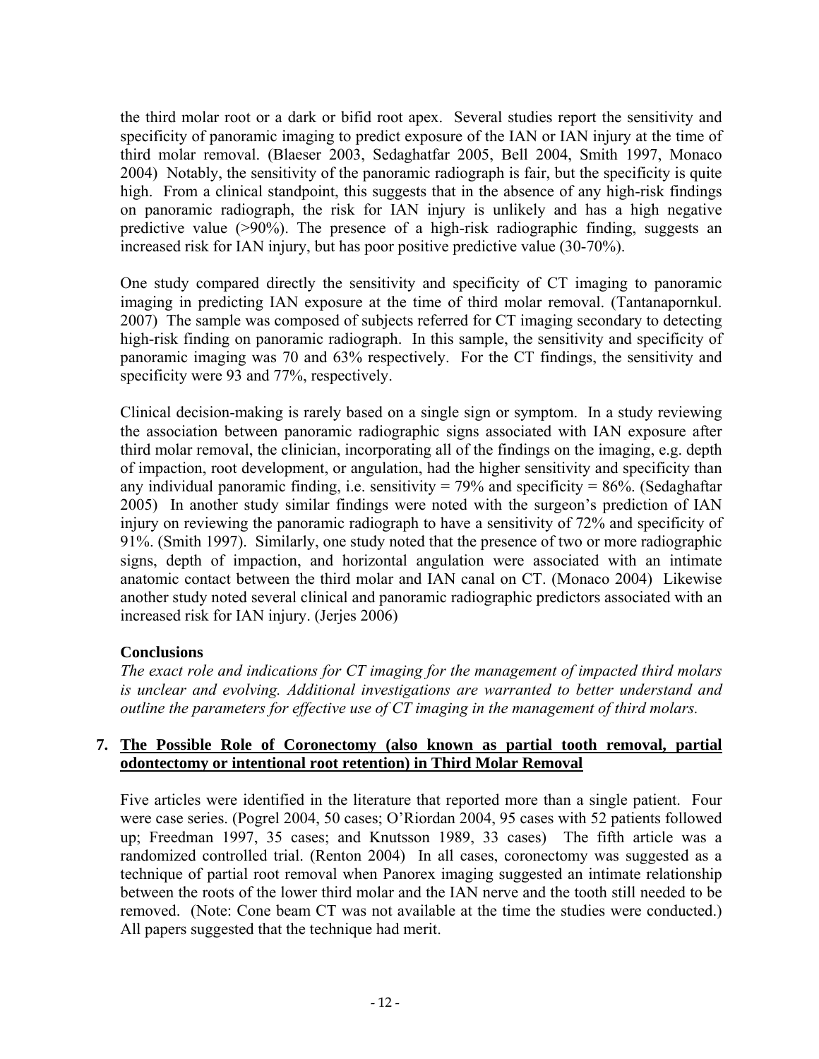the third molar root or a dark or bifid root apex. Several studies report the sensitivity and specificity of panoramic imaging to predict exposure of the IAN or IAN injury at the time of third molar removal. (Blaeser 2003, Sedaghatfar 2005, Bell 2004, Smith 1997, Monaco 2004) Notably, the sensitivity of the panoramic radiograph is fair, but the specificity is quite high. From a clinical standpoint, this suggests that in the absence of any high-risk findings on panoramic radiograph, the risk for IAN injury is unlikely and has a high negative predictive value (>90%). The presence of a high-risk radiographic finding, suggests an increased risk for IAN injury, but has poor positive predictive value (30-70%).

One study compared directly the sensitivity and specificity of CT imaging to panoramic imaging in predicting IAN exposure at the time of third molar removal. (Tantanapornkul. 2007) The sample was composed of subjects referred for CT imaging secondary to detecting high-risk finding on panoramic radiograph. In this sample, the sensitivity and specificity of panoramic imaging was 70 and 63% respectively. For the CT findings, the sensitivity and specificity were 93 and 77%, respectively.

Clinical decision-making is rarely based on a single sign or symptom. In a study reviewing the association between panoramic radiographic signs associated with IAN exposure after third molar removal, the clinician, incorporating all of the findings on the imaging, e.g. depth of impaction, root development, or angulation, had the higher sensitivity and specificity than any individual panoramic finding, i.e. sensitivity = 79% and specificity = 86%. (Sedaghaftar 2005) In another study similar findings were noted with the surgeon's prediction of IAN injury on reviewing the panoramic radiograph to have a sensitivity of 72% and specificity of 91%. (Smith 1997). Similarly, one study noted that the presence of two or more radiographic signs, depth of impaction, and horizontal angulation were associated with an intimate anatomic contact between the third molar and IAN canal on CT. (Monaco 2004) Likewise another study noted several clinical and panoramic radiographic predictors associated with an increased risk for IAN injury. (Jerjes 2006)

**Conclusions**

*The exact role and indications for CT imaging for the management of impacted third molars is unclear and evolving. Additional investigations are warranted to better understand and outline the parameters for effective use of CT imaging in the management of third molars.*

## 7. The Possible Role of Coronectomy (also known as partial tooth removal, partial odontectomy or intentional root retention) in Third Molar Removal

Five articles were identified in the literature that reported more than a single patient. Four were case series. (Pogrel 2004, 50 cases; O'Riordan 2004, 95 cases with 52 patients followed up; Freedman 1997, 35 cases; and Knutsson 1989, 33 cases) The fifth article was a randomized controlled trial. (Renton 2004) In all cases, coronectomy was suggested as a technique of partial root removal when Panorex imaging suggested an intimate relationship between the roots of the lower third molar and the IAN nerve and the tooth still needed to be removed. (Note: Cone beam CT was not available at the time the studies were conducted.) All papers suggested that the technique had merit.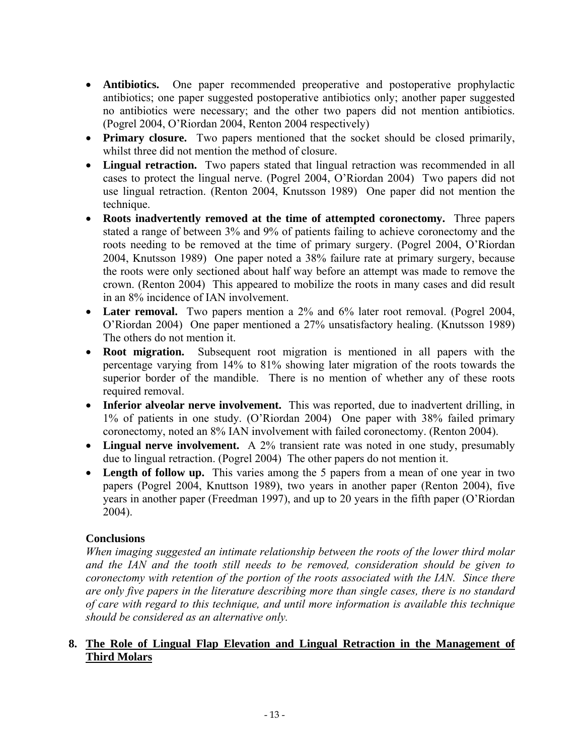- **Antibiotics.** One paper recommended preoperative and postoperative prophylactic antibiotics; one paper suggested postoperative antibiotics only; another paper suggested no antibiotics were necessary; and the other two papers did not mention antibiotics. (Pogrel 2004, O'Riordan 2004, Renton 2004 respectively)
- **Primary closure.** Two papers mentioned that the socket should be closed primarily, whilst three did not mention the method of closure.
- **Lingual retraction.** Two papers stated that lingual retraction was recommended in all cases to protect the lingual nerve. (Pogrel 2004, O'Riordan 2004) Two papers did not use lingual retraction. (Renton 2004, Knutsson 1989) One paper did not mention the technique.
- **Roots inadvertently removed at the time of attempted coronectomy.** Three papers stated a range of between 3% and 9% of patients failing to achieve coronectomy and the roots needing to be removed at the time of primary surgery. (Pogrel 2004, O'Riordan 2004, Knutsson 1989) One paper noted a 38% failure rate at primary surgery, because the roots were only sectioned about half way before an attempt was made to remove the crown. (Renton 2004) This appeared to mobilize the roots in many cases and did result in an 8% incidence of IAN involvement.
- **Later removal.** Two papers mention a 2% and 6% later root removal. (Pogrel 2004, O'Riordan 2004) One paper mentioned a 27% unsatisfactory healing. (Knutsson 1989) The others do not mention it.
- **Root migration.** Subsequent root migration is mentioned in all papers with the percentage varying from 14% to 81% showing later migration of the roots towards the superior border of the mandible. There is no mention of whether any of these roots required removal.
- **Inferior alveolar nerve involvement.** This was reported, due to inadvertent drilling, in 1% of patients in one study. (O'Riordan 2004) One paper with 38% failed primary coronectomy, noted an 8% IAN involvement with failed coronectomy. (Renton 2004).
- **Lingual nerve involvement.** A 2% transient rate was noted in one study, presumably due to lingual retraction. (Pogrel 2004) The other papers do not mention it.
- **Length of follow up.** This varies among the 5 papers from a mean of one year in two papers (Pogrel 2004, Knuttson 1989), two years in another paper (Renton 2004), five years in another paper (Freedman 1997), and up to 20 years in the fifth paper (O'Riordan 2004).

**Conclusions**

*When imaging suggested an intimate relationship between the roots of the lower third molar and the IAN and the tooth still needs to be removed, consideration should be given to coronectomy with retention of the portion of the roots associated with the IAN. Since there are only five papers in the literature describing more than single cases, there is no standard of care with regard to this technique, and until more information is available this technique should be considered as an alternative only.*

## 8. The Role of Lingual Flap Elevation and Lingual Retraction in the Management of Third Molars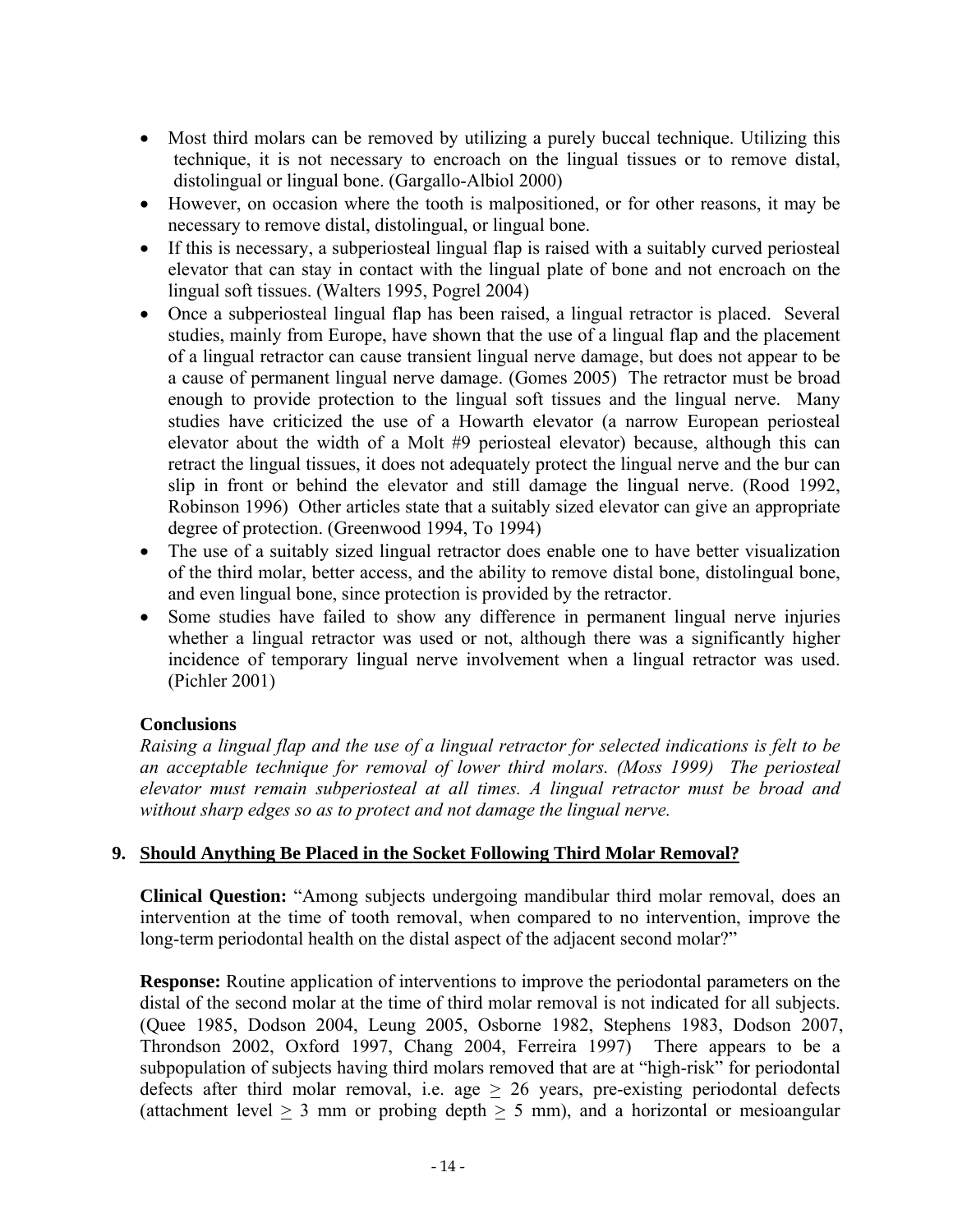- Most third molars can be removed by utilizing a purely buccal technique. Utilizing this technique, it is not necessary to encroach on the lingual tissues or to remove distal, distolingual or lingual bone. (Gargallo-Albiol 2000)
- However, on occasion where the tooth is malpositioned, or for other reasons, it may be necessary to remove distal, distolingual, or lingual bone.
- If this is necessary, a subperiosteal lingual flap is raised with a suitably curved periosteal elevator that can stay in contact with the lingual plate of bone and not encroach on the lingual soft tissues. (Walters 1995, Pogrel 2004)
- Once a subperiosteal lingual flap has been raised, a lingual retractor is placed. Several studies, mainly from Europe, have shown that the use of a lingual flap and the placement of a lingual retractor can cause transient lingual nerve damage, but does not appear to be a cause of permanent lingual nerve damage. (Gomes 2005) The retractor must be broad enough to provide protection to the lingual soft tissues and the lingual nerve. Many studies have criticized the use of a Howarth elevator (a narrow European periosteal elevator about the width of a Molt #9 periosteal elevator) because, although this can retract the lingual tissues, it does not adequately protect the lingual nerve and the bur can slip in front or behind the elevator and still damage the lingual nerve. (Rood 1992, Robinson 1996) Other articles state that a suitably sized elevator can give an appropriate degree of protection. (Greenwood 1994, To 1994)
- The use of a suitably sized lingual retractor does enable one to have better visualization of the third molar, better access, and the ability to remove distal bone, distolingual bone, and even lingual bone, since protection is provided by the retractor.
- Some studies have failed to show any difference in permanent lingual nerve injuries whether a lingual retractor was used or not, although there was a significantly higher incidence of temporary lingual nerve involvement when a lingual retractor was used. (Pichler 2001)

**Conclusions**

*Raising a lingual flap and the use of a lingual retractor for selected indications is felt to be an acceptable technique for removal of lower third molars. (Moss 1999) The periosteal elevator must remain subperiosteal at all times. A lingual retractor must be broad and without sharp edges so as to protect and not damage the lingual nerve.*

## 9. Should Anything Be Placed in the Socket Following Third Molar Removal?

**Clinical Question:** "Among subjects undergoing mandibular third molar removal, does an intervention at the time of tooth removal, when compared to no intervention, improve the long-term periodontal health on the distal aspect of the adjacent second molar?"

**Response:** Routine application of interventions to improve the periodontal parameters on the distal of the second molar at the time of third molar removal is not indicated for all subjects. (Quee 1985, Dodson 2004, Leung 2005, Osborne 1982, Stephens 1983, Dodson 2007, Throndson 2002, Oxford 1997, Chang 2004, Ferreira 1997) There appears to be a subpopulation of subjects having third molars removed that are at "high-risk" for periodontal defects after third molar removal, i.e. age $\geq$ 26 years, pre-existing periodontal defects (attachment level $\geq$ 3 mm or probing depth $\geq$ 5 mm), and a horizontal or mesioangular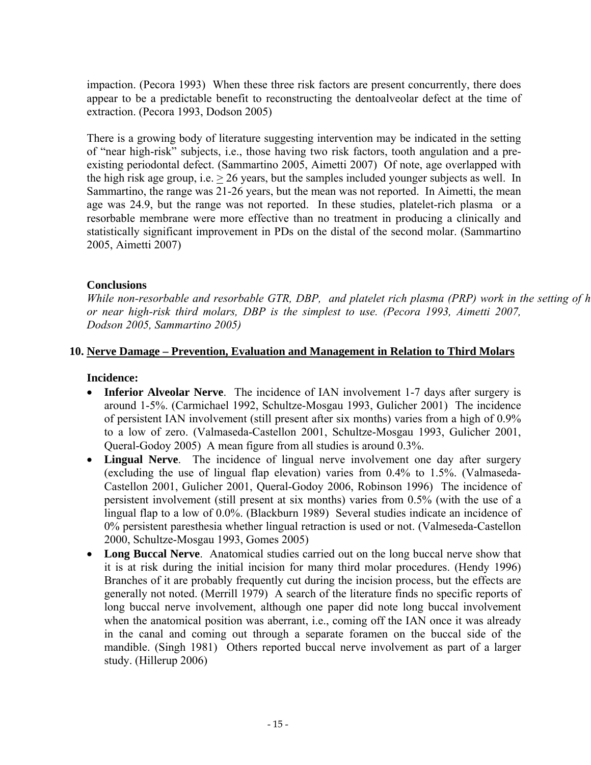impaction. (Pecora 1993) When these three risk factors are present concurrently, there does appear to be a predictable benefit to reconstructing the dentoalveolar defect at the time of extraction. (Pecora 1993, Dodson 2005)

There is a growing body of literature suggesting intervention may be indicated in the setting of "near high-risk" subjects, i.e., those having two risk factors, tooth angulation and a pre-existing periodontal defect. (Sammartino 2005, Aimetti 2007) Of note, age overlapped with the high risk age group, i.e. $\geq$ 26 years, but the samples included younger subjects as well. In Sammartino, the range was 21-26 years, but the mean was not reported. In Aimetti, the mean age was 24.9, but the range was not reported. In these studies, platelet-rich plasma or a resorbable membrane were more effective than no treatment in producing a clinically and statistically significant improvement in PDs on the distal of the second molar. (Sammartino 2005, Aimetti 2007)

### Conclusions

*While non-resorbable and resorbable GTR, DBP, and platelet rich plasma (PRP) work in the setting of h or near high-risk third molars, DBP is the simplest to use. (Pecora 1993, Aimetti 2007, Dodson 2005, Sammartino 2005)*

## 10. Nerve Damage – Prevention, Evaluation and Management in Relation to Third Molars

### Incidence:

- **Inferior Alveolar Nerve**. The incidence of IAN involvement 1-7 days after surgery is around 1-5%. (Carmichael 1992, Schultze-Mosgau 1993, Gulicher 2001) The incidence of persistent IAN involvement (still present after six months) varies from a high of 0.9% to a low of zero. (Valmaseda-Castellon 2001, Schultze-Mosgau 1993, Gulicher 2001, Queral-Godoy 2005) A mean figure from all studies is around 0.3%.
- **Lingual Nerve**. The incidence of lingual nerve involvement one day after surgery (excluding the use of lingual flap elevation) varies from 0.4% to 1.5%. (Valmaseda-Castellon 2001, Gulicher 2001, Queral-Godoy 2006, Robinson 1996) The incidence of persistent involvement (still present at six months) varies from 0.5% (with the use of a lingual flap to a low of 0.0%. (Blackburn 1989) Several studies indicate an incidence of 0% persistent paresthesia whether lingual retraction is used or not. (Valmeseda-Castellon 2000, Schultze-Mosgau 1993, Gomes 2005)
- **Long Buccal Nerve**. Anatomical studies carried out on the long buccal nerve show that it is at risk during the initial incision for many third molar procedures. (Hendy 1996) Branches of it are probably frequently cut during the incision process, but the effects are generally not noted. (Merrill 1979) A search of the literature finds no specific reports of long buccal nerve involvement, although one paper did note long buccal involvement when the anatomical position was aberrant, i.e., coming off the IAN once it was already in the canal and coming out through a separate foramen on the buccal side of the mandible. (Singh 1981) Others reported buccal nerve involvement as part of a larger study. (Hillerup 2006)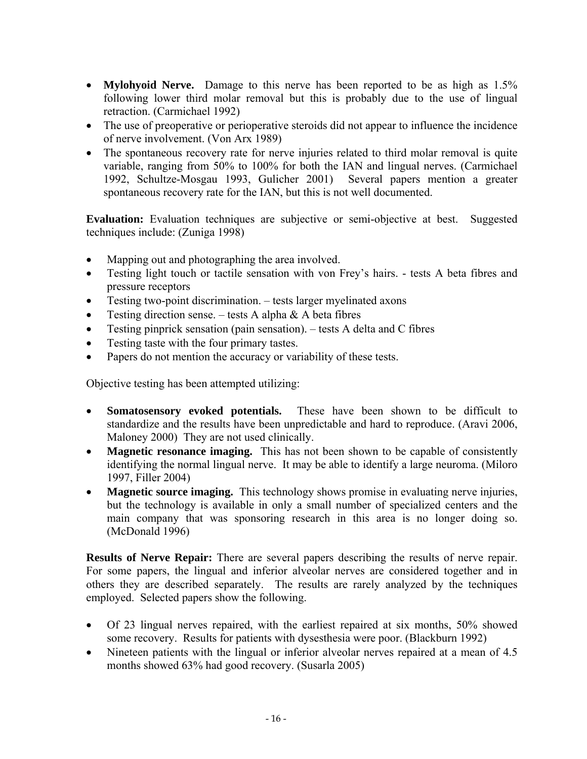- **Mylohyoid Nerve.** Damage to this nerve has been reported to be as high as 1.5% following lower third molar removal but this is probably due to the use of lingual retraction. (Carmichael 1992)
- The use of preoperative or perioperative steroids did not appear to influence the incidence of nerve involvement. (Von Arx 1989)
- The spontaneous recovery rate for nerve injuries related to third molar removal is quite variable, ranging from 50% to 100% for both the IAN and lingual nerves. (Carmichael 1992, Schultze-Mosgau 1993, Gulicher 2001) Several papers mention a greater spontaneous recovery rate for the IAN, but this is not well documented.

**Evaluation:** Evaluation techniques are subjective or semi-objective at best. Suggested techniques include: (Zuniga 1998)

- Mapping out and photographing the area involved.
- Testing light touch or tactile sensation with von Frey's hairs. - tests A beta fibres and pressure receptors
- Testing two-point discrimination. – tests larger myelinated axons
- Testing direction sense. – tests A alpha & A beta fibres
- Testing pinprick sensation (pain sensation). – tests A delta and C fibres
- Testing taste with the four primary tastes.
- Papers do not mention the accuracy or variability of these tests.

Objective testing has been attempted utilizing:

- **Somatosensory evoked potentials.** These have been shown to be difficult to standardize and the results have been unpredictable and hard to reproduce. (Aravi 2006, Maloney 2000) They are not used clinically.
- **Magnetic resonance imaging.** This has not been shown to be capable of consistently identifying the normal lingual nerve. It may be able to identify a large neuroma. (Miloro 1997, Filler 2004)
- **Magnetic source imaging.** This technology shows promise in evaluating nerve injuries, but the technology is available in only a small number of specialized centers and the main company that was sponsoring research in this area is no longer doing so. (McDonald 1996)

**Results of Nerve Repair:** There are several papers describing the results of nerve repair. For some papers, the lingual and inferior alveolar nerves are considered together and in others they are described separately. The results are rarely analyzed by the techniques employed. Selected papers show the following.

- Of 23 lingual nerves repaired, with the earliest repaired at six months, 50% showed some recovery. Results for patients with dysesthesia were poor. (Blackburn 1992)
- Nineteen patients with the lingual or inferior alveolar nerves repaired at a mean of 4.5 months showed 63% had good recovery. (Susarla 2005)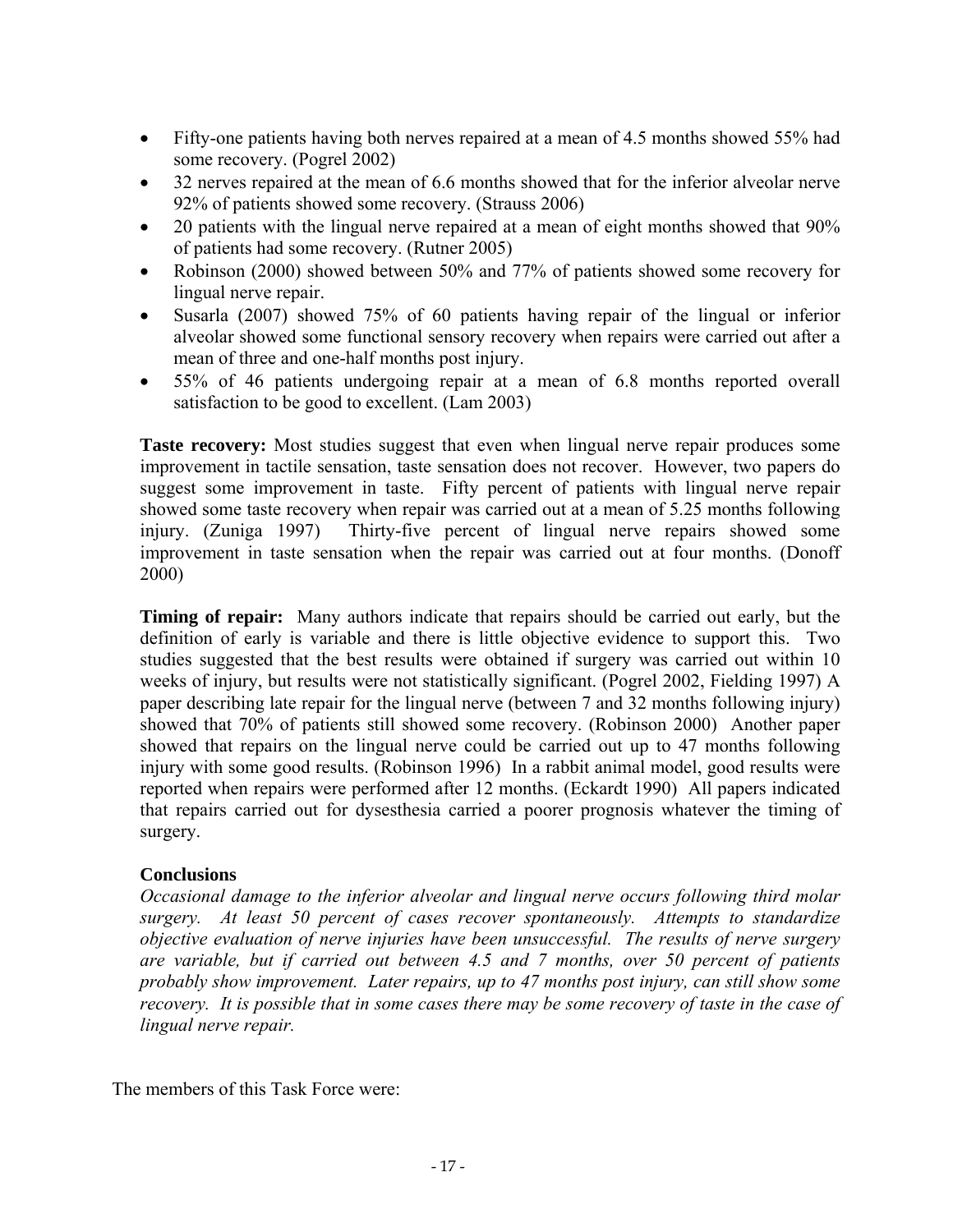- Fifty-one patients having both nerves repaired at a mean of 4.5 months showed 55% had some recovery. (Pogrel 2002)
- 32 nerves repaired at the mean of 6.6 months showed that for the inferior alveolar nerve 92% of patients showed some recovery. (Strauss 2006)
- 20 patients with the lingual nerve repaired at a mean of eight months showed that 90% of patients had some recovery. (Rutner 2005)
- Robinson (2000) showed between 50% and 77% of patients showed some recovery for lingual nerve repair.
- Susarla (2007) showed 75% of 60 patients having repair of the lingual or inferior alveolar showed some functional sensory recovery when repairs were carried out after a mean of three and one-half months post injury.
- 55% of 46 patients undergoing repair at a mean of 6.8 months reported overall satisfaction to be good to excellent. (Lam 2003)

**Taste recovery:** Most studies suggest that even when lingual nerve repair produces some improvement in tactile sensation, taste sensation does not recover. However, two papers do suggest some improvement in taste. Fifty percent of patients with lingual nerve repair showed some taste recovery when repair was carried out at a mean of 5.25 months following injury. (Zuniga 1997) Thirty-five percent of lingual nerve repairs showed some improvement in taste sensation when the repair was carried out at four months. (Donoff 2000)

**Timing of repair:** Many authors indicate that repairs should be carried out early, but the definition of early is variable and there is little objective evidence to support this. Two studies suggested that the best results were obtained if surgery was carried out within 10 weeks of injury, but results were not statistically significant. (Pogrel 2002, Fielding 1997) A paper describing late repair for the lingual nerve (between 7 and 32 months following injury) showed that 70% of patients still showed some recovery. (Robinson 2000) Another paper showed that repairs on the lingual nerve could be carried out up to 47 months following injury with some good results. (Robinson 1996) In a rabbit animal model, good results were reported when repairs were performed after 12 months. (Eckardt 1990) All papers indicated that repairs carried out for dysesthesia carried a poorer prognosis whatever the timing of surgery.

**Conclusions**

*Occasional damage to the inferior alveolar and lingual nerve occurs following third molar surgery. At least 50 percent of cases recover spontaneously. Attempts to standardize objective evaluation of nerve injuries have been unsuccessful. The results of nerve surgery are variable, but if carried out between 4.5 and 7 months, over 50 percent of patients probably show improvement. Later repairs, up to 47 months post injury, can still show some recovery. It is possible that in some cases there may be some recovery of taste in the case of lingual nerve repair.*

The members of this Task Force were: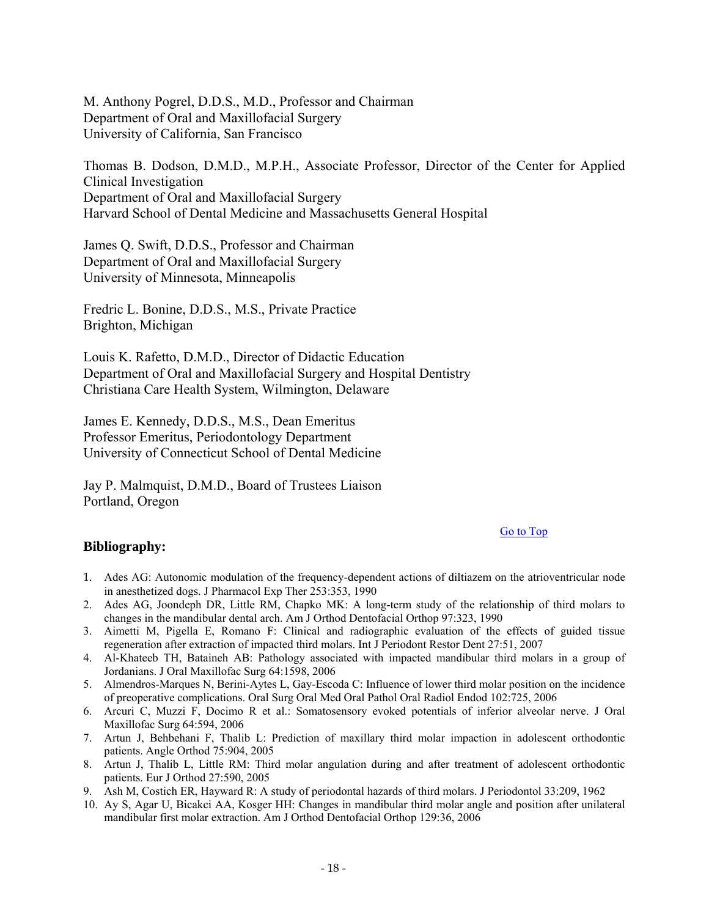M. Anthony Pogrel, D.D.S., M.D., Professor and Chairman
Department of Oral and Maxillofacial Surgery
University of California, San Francisco

Thomas B. Dodson, D.M.D., M.P.H., Associate Professor, Director of the Center for Applied Clinical Investigation
Department of Oral and Maxillofacial Surgery
Harvard School of Dental Medicine and Massachusetts General Hospital

James Q. Swift, D.D.S., Professor and Chairman
Department of Oral and Maxillofacial Surgery
University of Minnesota, Minneapolis

Fredric L. Bonine, D.D.S., M.S., Private Practice
Brighton, Michigan

Louis K. Rafetto, D.M.D., Director of Didactic Education
Department of Oral and Maxillofacial Surgery and Hospital Dentistry
Christiana Care Health System, Wilmington, Delaware

James E. Kennedy, D.D.S., M.S., Dean Emeritus
Professor Emeritus, Periodontology Department
University of Connecticut School of Dental Medicine

Jay P. Malmquist, D.M.D., Board of Trustees Liaison
Portland, Oregon

Go to Top

## Bibliography:

1. Ades AG: Autonomic modulation of the frequency-dependent actions of diltiazem on the atrioventricular node in anesthetized dogs. J Pharmacol Exp Ther 253:353, 1990
2. Ades AG, Joondeph DR, Little RM, Chapko MK: A long-term study of the relationship of third molars to changes in the mandibular dental arch. Am J Orthod Dentofacial Orthop 97:323, 1990
3. Aimetti M, Pigella E, Romano F: Clinical and radiographic evaluation of the effects of guided tissue regeneration after extraction of impacted third molars. Int J Periodont Restor Dent 27:51, 2007
4. Al-Khateeb TH, Bataineh AB: Pathology associated with impacted mandibular third molars in a group of Jordanians. J Oral Maxillofac Surg 64:1598, 2006
5. Almendros-Marques N, Berini-Aytes L, Gay-Escoda C: Influence of lower third molar position on the incidence of preoperative complications. Oral Surg Oral Med Oral Pathol Oral Radiol Endod 102:725, 2006
6. Arcuri C, Muzzi F, Docimo R et al.: Somatosensory evoked potentials of inferior alveolar nerve. J Oral Maxillofac Surg 64:594, 2006
7. Artun J, Behbehani F, Thalib L: Prediction of maxillary third molar impaction in adolescent orthodontic patients. Angle Orthod 75:904, 2005
8. Artun J, Thalib L, Little RM: Third molar angulation during and after treatment of adolescent orthodontic patients. Eur J Orthod 27:590, 2005
9. Ash M, Costich ER, Hayward R: A study of periodontal hazards of third molars. J Periodontol 33:209, 1962
10. Ay S, Agar U, Bicakci AA, Kosger HH: Changes in mandibular third molar angle and position after unilateral mandibular first molar extraction. Am J Orthod Dentofacial Orthop 129:36, 2006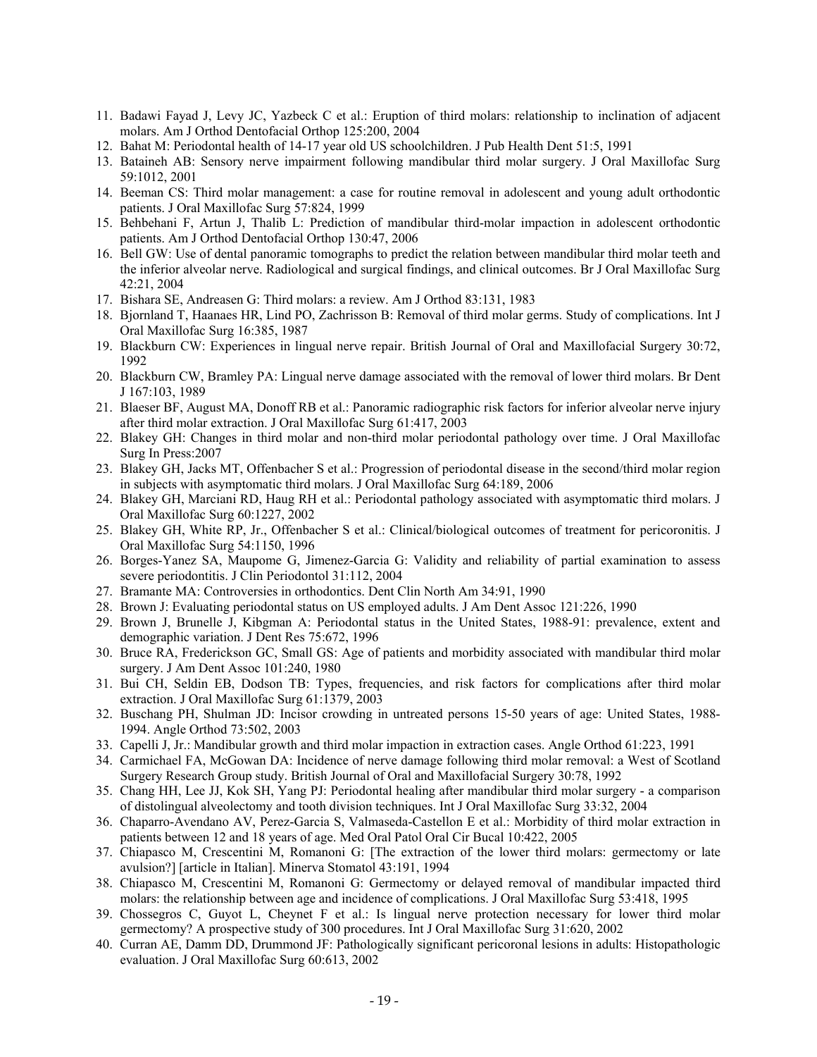11. Badawi Fayad J, Levy JC, Yazbeck C et al.: Eruption of third molars: relationship to inclination of adjacent molars. Am J Orthod Dentofacial Orthop 125:200, 2004
12. Bahat M: Periodontal health of 14-17 year old US schoolchildren. J Pub Health Dent 51:5, 1991
13. Bataineh AB: Sensory nerve impairment following mandibular third molar surgery. J Oral Maxillofac Surg 59:1012, 2001
14. Beeman CS: Third molar management: a case for routine removal in adolescent and young adult orthodontic patients. J Oral Maxillofac Surg 57:824, 1999
15. Behbehani F, Artun J, Thalib L: Prediction of mandibular third-molar impaction in adolescent orthodontic patients. Am J Orthod Dentofacial Orthop 130:47, 2006
16. Bell GW: Use of dental panoramic tomographs to predict the relation between mandibular third molar teeth and the inferior alveolar nerve. Radiological and surgical findings, and clinical outcomes. Br J Oral Maxillofac Surg 42:21, 2004
17. Bishara SE, Andreasen G: Third molars: a review. Am J Orthod 83:131, 1983
18. Bjornland T, Haanaes HR, Lind PO, Zachrisson B: Removal of third molar germs. Study of complications. Int J Oral Maxillofac Surg 16:385, 1987
19. Blackburn CW: Experiences in lingual nerve repair. British Journal of Oral and Maxillofacial Surgery 30:72, 1992
20. Blackburn CW, Bramley PA: Lingual nerve damage associated with the removal of lower third molars. Br Dent J 167:103, 1989
21. Blaeser BF, August MA, Donoff RB et al.: Panoramic radiographic risk factors for inferior alveolar nerve injury after third molar extraction. J Oral Maxillofac Surg 61:417, 2003
22. Blakey GH: Changes in third molar and non-third molar periodontal pathology over time. J Oral Maxillofac Surg In Press:2007
23. Blakey GH, Jacks MT, Offenbacher S et al.: Progression of periodontal disease in the second/third molar region in subjects with asymptomatic third molars. J Oral Maxillofac Surg 64:189, 2006
24. Blakey GH, Marciani RD, Haug RH et al.: Periodontal pathology associated with asymptomatic third molars. J Oral Maxillofac Surg 60:1227, 2002
25. Blakey GH, White RP, Jr., Offenbacher S et al.: Clinical/biological outcomes of treatment for pericoronitis. J Oral Maxillofac Surg 54:1150, 1996
26. Borges-Yanez SA, Maupome G, Jimenez-Garcia G: Validity and reliability of partial examination to assess severe periodontitis. J Clin Periodontol 31:112, 2004
27. Bramante MA: Controversies in orthodontics. Dent Clin North Am 34:91, 1990
28. Brown J: Evaluating periodontal status on US employed adults. J Am Dent Assoc 121:226, 1990
29. Brown J, Brunelle J, Kibgman A: Periodontal status in the United States, 1988-91: prevalence, extent and demographic variation. J Dent Res 75:672, 1996
30. Bruce RA, Frederickson GC, Small GS: Age of patients and morbidity associated with mandibular third molar surgery. J Am Dent Assoc 101:240, 1980
31. Bui CH, Seldin EB, Dodson TB: Types, frequencies, and risk factors for complications after third molar extraction. J Oral Maxillofac Surg 61:1379, 2003
32. Buschang PH, Shulman JD: Incisor crowding in untreated persons 15-50 years of age: United States, 1988-1994. Angle Orthod 73:502, 2003
33. Capelli J, Jr.: Mandibular growth and third molar impaction in extraction cases. Angle Orthod 61:223, 1991
34. Carmichael FA, McGowan DA: Incidence of nerve damage following third molar removal: a West of Scotland Surgery Research Group study. British Journal of Oral and Maxillofacial Surgery 30:78, 1992
35. Chang HH, Lee JJ, Kok SH, Yang PJ: Periodontal healing after mandibular third molar surgery - a comparison of distolingual alveolectomy and tooth division techniques. Int J Oral Maxillofac Surg 33:32, 2004
36. Chaparro-Avendano AV, Perez-Garcia S, Valmaseda-Castellon E et al.: Morbidity of third molar extraction in patients between 12 and 18 years of age. Med Oral Patol Oral Cir Bucal 10:422, 2005
37. Chiapasco M, Crescentini M, Romanoni G: [The extraction of the lower third molars: germectomy or late avulsion?] [article in Italian]. Minerva Stomatol 43:191, 1994
38. Chiapasco M, Crescentini M, Romanoni G: Germectomy or delayed removal of mandibular impacted third molars: the relationship between age and incidence of complications. J Oral Maxillofac Surg 53:418, 1995
39. Chossegros C, Guyot L, Cheynet F et al.: Is lingual nerve protection necessary for lower third molar germectomy? A prospective study of 300 procedures. Int J Oral Maxillofac Surg 31:620, 2002
40. Curran AE, Damm DD, Drummond JF: Pathologically significant pericoronal lesions in adults: Histopathologic evaluation. J Oral Maxillofac Surg 60:613, 2002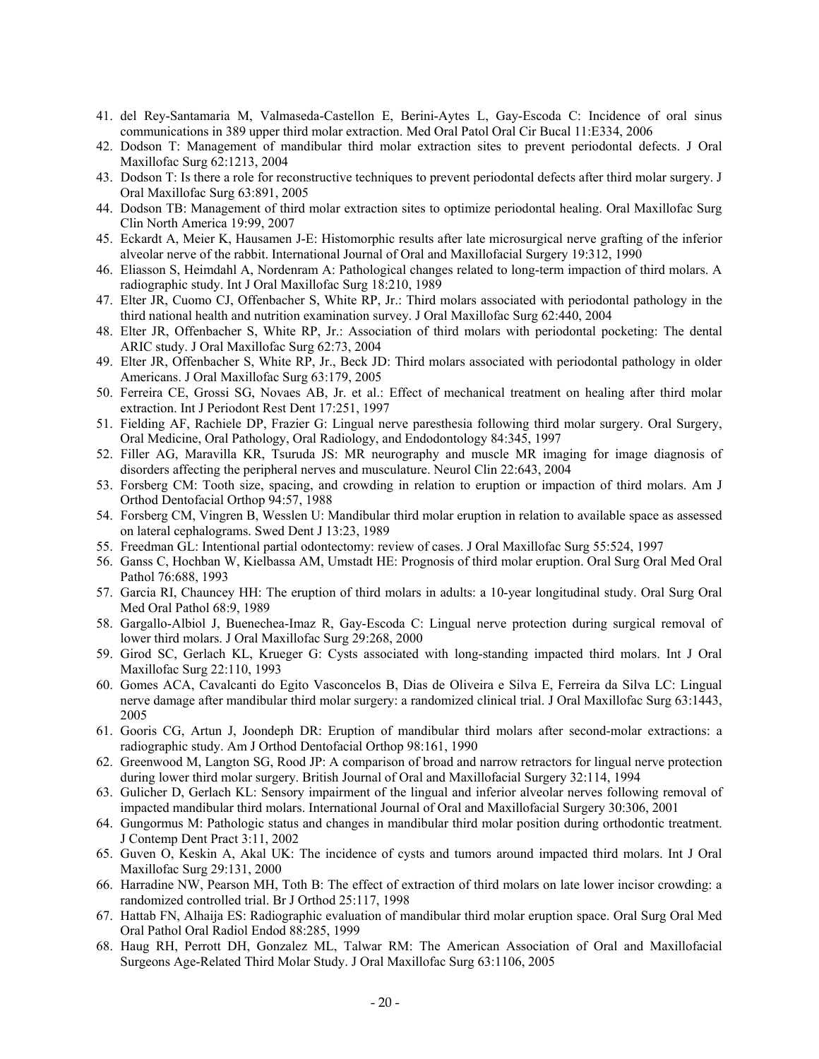41. del Rey-Santamaria M, Valmaseda-Castellon E, Berini-Aytes L, Gay-Escoda C: Incidence of oral sinus communications in 389 upper third molar extraction. Med Oral Patol Oral Cir Bucal 11:E334, 2006
42. Dodson T: Management of mandibular third molar extraction sites to prevent periodontal defects. J Oral Maxillofac Surg 62:1213, 2004
43. Dodson T: Is there a role for reconstructive techniques to prevent periodontal defects after third molar surgery. J Oral Maxillofac Surg 63:891, 2005
44. Dodson TB: Management of third molar extraction sites to optimize periodontal healing. Oral Maxillofac Surg Clin North America 19:99, 2007
45. Eckardt A, Meier K, Hausamen J-E: Histomorphic results after late microsurgical nerve grafting of the inferior alveolar nerve of the rabbit. International Journal of Oral and Maxillofacial Surgery 19:312, 1990
46. Eliasson S, Heimdahl A, Nordenram A: Pathological changes related to long-term impaction of third molars. A radiographic study. Int J Oral Maxillofac Surg 18:210, 1989
47. Elter JR, Cuomo CJ, Offenbacher S, White RP, Jr.: Third molars associated with periodontal pathology in the third national health and nutrition examination survey. J Oral Maxillofac Surg 62:440, 2004
48. Elter JR, Offenbacher S, White RP, Jr.: Association of third molars with periodontal pocketing: The dental ARIC study. J Oral Maxillofac Surg 62:73, 2004
49. Elter JR, Offenbacher S, White RP, Jr., Beck JD: Third molars associated with periodontal pathology in older Americans. J Oral Maxillofac Surg 63:179, 2005
50. Ferreira CE, Grossi SG, Novaes AB, Jr. et al.: Effect of mechanical treatment on healing after third molar extraction. Int J Periodont Rest Dent 17:251, 1997
51. Fielding AF, Rachiele DP, Frazier G: Lingual nerve paresthesia following third molar surgery. Oral Surgery, Oral Medicine, Oral Pathology, Oral Radiology, and Endodontology 84:345, 1997
52. Filler AG, Maravilla KR, Tsuruda JS: MR neurography and muscle MR imaging for image diagnosis of disorders affecting the peripheral nerves and musculature. Neurol Clin 22:643, 2004
53. Forsberg CM: Tooth size, spacing, and crowding in relation to eruption or impaction of third molars. Am J Orthod Dentofacial Orthop 94:57, 1988
54. Forsberg CM, Vingren B, Wesslen U: Mandibular third molar eruption in relation to available space as assessed on lateral cephalograms. Swed Dent J 13:23, 1989
55. Freedman GL: Intentional partial odontectomy: review of cases. J Oral Maxillofac Surg 55:524, 1997
56. Ganss C, Hochban W, Kielbassa AM, Umstadt HE: Prognosis of third molar eruption. Oral Surg Oral Med Oral Pathol 76:688, 1993
57. Garcia RI, Chauncey HH: The eruption of third molars in adults: a 10-year longitudinal study. Oral Surg Oral Med Oral Pathol 68:9, 1989
58. Gargallo-Albiol J, Buenechea-Imaz R, Gay-Escoda C: Lingual nerve protection during surgical removal of lower third molars. J Oral Maxillofac Surg 29:268, 2000
59. Girod SC, Gerlach KL, Krueger G: Cysts associated with long-standing impacted third molars. Int J Oral Maxillofac Surg 22:110, 1993
60. Gomes ACA, Cavalcanti do Egito Vasconcelos B, Dias de Oliveira e Silva E, Ferreira da Silva LC: Lingual nerve damage after mandibular third molar surgery: a randomized clinical trial. J Oral Maxillofac Surg 63:1443, 2005
61. Gooris CG, Artun J, Joondeph DR: Eruption of mandibular third molars after second-molar extractions: a radiographic study. Am J Orthod Dentofacial Orthop 98:161, 1990
62. Greenwood M, Langton SG, Rood JP: A comparison of broad and narrow retractors for lingual nerve protection during lower third molar surgery. British Journal of Oral and Maxillofacial Surgery 32:114, 1994
63. Gulicher D, Gerlach KL: Sensory impairment of the lingual and inferior alveolar nerves following removal of impacted mandibular third molars. International Journal of Oral and Maxillofacial Surgery 30:306, 2001
64. Gungormus M: Pathologic status and changes in mandibular third molar position during orthodontic treatment. J Contemp Dent Pract 3:11, 2002
65. Guven O, Keskin A, Akal UK: The incidence of cysts and tumors around impacted third molars. Int J Oral Maxillofac Surg 29:131, 2000
66. Harradine NW, Pearson MH, Toth B: The effect of extraction of third molars on late lower incisor crowding: a randomized controlled trial. Br J Orthod 25:117, 1998
67. Hattab FN, Alhaija ES: Radiographic evaluation of mandibular third molar eruption space. Oral Surg Oral Med Oral Pathol Oral Radiol Endod 88:285, 1999
68. Haug RH, Perrott DH, Gonzalez ML, Talwar RM: The American Association of Oral and Maxillofacial Surgeons Age-Related Third Molar Study. J Oral Maxillofac Surg 63:1106, 2005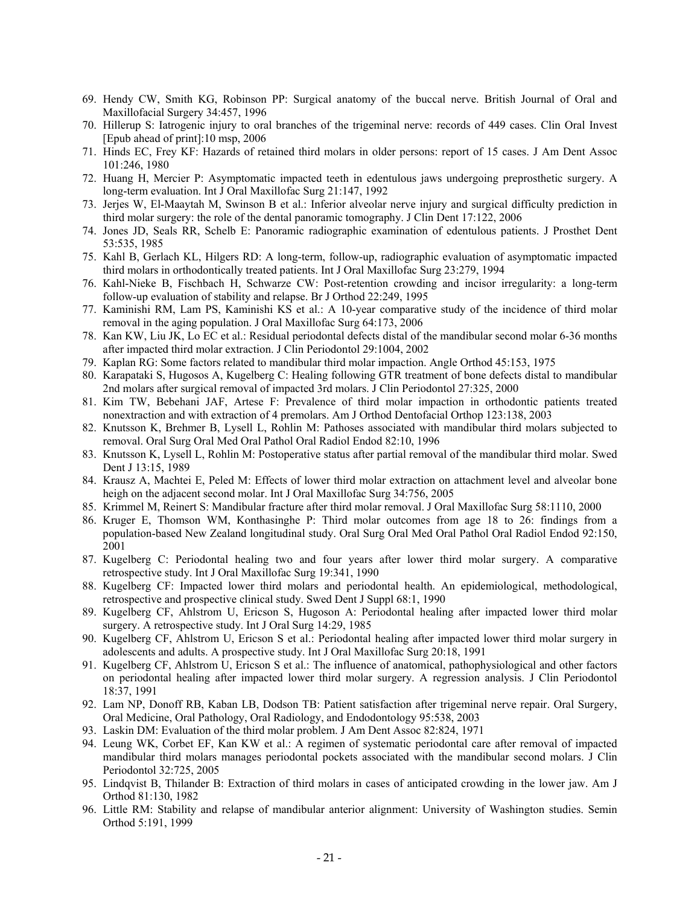69. Hendy CW, Smith KG, Robinson PP: Surgical anatomy of the buccal nerve. British Journal of Oral and Maxillofacial Surgery 34:457, 1996
70. Hillerup S: Iatrogenic injury to oral branches of the trigeminal nerve: records of 449 cases. Clin Oral Invest [Epub ahead of print]:10 msp, 2006
71. Hinds EC, Frey KF: Hazards of retained third molars in older persons: report of 15 cases. J Am Dent Assoc 101:246, 1980
72. Huang H, Mercier P: Asymptomatic impacted teeth in edentulous jaws undergoing preprosthetic surgery. A long-term evaluation. Int J Oral Maxillofac Surg 21:147, 1992
73. Jerjes W, El-Maaytah M, Swinson B et al.: Inferior alveolar nerve injury and surgical difficulty prediction in third molar surgery: the role of the dental panoramic tomography. J Clin Dent 17:122, 2006
74. Jones JD, Seals RR, Schelb E: Panoramic radiographic examination of edentulous patients. J Prosthet Dent 53:535, 1985
75. Kahl B, Gerlach KL, Hilgers RD: A long-term, follow-up, radiographic evaluation of asymptomatic impacted third molars in orthodontically treated patients. Int J Oral Maxillofac Surg 23:279, 1994
76. Kahl-Nieke B, Fischbach H, Schwarze CW: Post-retention crowding and incisor irregularity: a long-term follow-up evaluation of stability and relapse. Br J Orthod 22:249, 1995
77. Kaminishi RM, Lam PS, Kaminishi KS et al.: A 10-year comparative study of the incidence of third molar removal in the aging population. J Oral Maxillofac Surg 64:173, 2006
78. Kan KW, Liu JK, Lo EC et al.: Residual periodontal defects distal of the mandibular second molar 6-36 months after impacted third molar extraction. J Clin Periodontol 29:1004, 2002
79. Kaplan RG: Some factors related to mandibular third molar impaction. Angle Orthod 45:153, 1975
80. Karapataki S, Hugosos A, Kugelberg C: Healing following GTR treatment of bone defects distal to mandibular 2nd molars after surgical removal of impacted 3rd molars. J Clin Periodontol 27:325, 2000
81. Kim TW, Bebehani JAF, Artese F: Prevalence of third molar impaction in orthodontic patients treated nonextraction and with extraction of 4 premolars. Am J Orthod Dentofacial Orthop 123:138, 2003
82. Knutsson K, Brehmer B, Lysell L, Rohlin M: Pathoses associated with mandibular third molars subjected to removal. Oral Surg Oral Med Oral Pathol Oral Radiol Endod 82:10, 1996
83. Knutsson K, Lysell L, Rohlin M: Postoperative status after partial removal of the mandibular third molar. Swed Dent J 13:15, 1989
84. Krausz A, Machtei E, Peled M: Effects of lower third molar extraction on attachment level and alveolar bone heigh on the adjacent second molar. Int J Oral Maxillofac Surg 34:756, 2005
85. Krimmel M, Reinert S: Mandibular fracture after third molar removal. J Oral Maxillofac Surg 58:1110, 2000
86. Kruger E, Thomson WM, Konthasinghe P: Third molar outcomes from age 18 to 26: findings from a population-based New Zealand longitudinal study. Oral Surg Oral Med Oral Pathol Oral Radiol Endod 92:150, 2001
87. Kugelberg C: Periodontal healing two and four years after lower third molar surgery. A comparative retrospective study. Int J Oral Maxillofac Surg 19:341, 1990
88. Kugelberg CF: Impacted lower third molars and periodontal health. An epidemiological, methodological, retrospective and prospective clinical study. Swed Dent J Suppl 68:1, 1990
89. Kugelberg CF, Ahlstrom U, Ericson S, Hugoson A: Periodontal healing after impacted lower third molar surgery. A retrospective study. Int J Oral Surg 14:29, 1985
90. Kugelberg CF, Ahlstrom U, Ericson S et al.: Periodontal healing after impacted lower third molar surgery in adolescents and adults. A prospective study. Int J Oral Maxillofac Surg 20:18, 1991
91. Kugelberg CF, Ahlstrom U, Ericson S et al.: The influence of anatomical, pathophysiological and other factors on periodontal healing after impacted lower third molar surgery. A regression analysis. J Clin Periodontol 18:37, 1991
92. Lam NP, Donoff RB, Kaban LB, Dodson TB: Patient satisfaction after trigeminal nerve repair. Oral Surgery, Oral Medicine, Oral Pathology, Oral Radiology, and Endodontology 95:538, 2003
93. Laskin DM: Evaluation of the third molar problem. J Am Dent Assoc 82:824, 1971
94. Leung WK, Corbet EF, Kan KW et al.: A regimen of systematic periodontal care after removal of impacted mandibular third molars manages periodontal pockets associated with the mandibular second molars. J Clin Periodontol 32:725, 2005
95. Lindqvist B, Thilander B: Extraction of third molars in cases of anticipated crowding in the lower jaw. Am J Orthod 81:130, 1982
96. Little RM: Stability and relapse of mandibular anterior alignment: University of Washington studies. Semin Orthod 5:191, 1999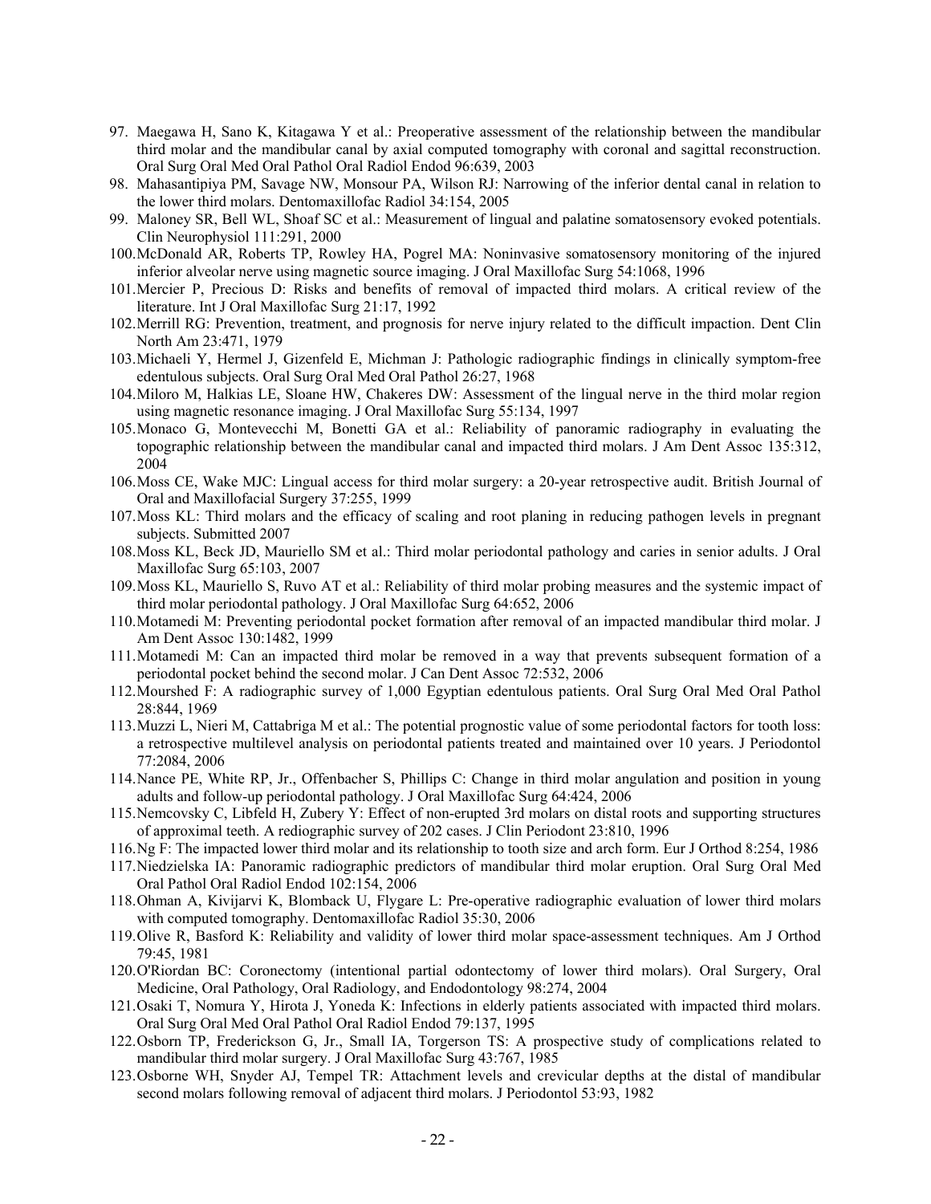97. Maegawa H, Sano K, Kitagawa Y et al.: Preoperative assessment of the relationship between the mandibular third molar and the mandibular canal by axial computed tomography with coronal and sagittal reconstruction. Oral Surg Oral Med Oral Pathol Oral Radiol Endod 96:639, 2003
98. Mahasantipiya PM, Savage NW, Monsour PA, Wilson RJ: Narrowing of the inferior dental canal in relation to the lower third molars. Dentomaxillofac Radiol 34:154, 2005
99. Maloney SR, Bell WL, Shoaf SC et al.: Measurement of lingual and palatine somatosensory evoked potentials. Clin Neurophysiol 111:291, 2000
100. McDonald AR, Roberts TP, Rowley HA, Pogrel MA: Noninvasive somatosensory monitoring of the injured inferior alveolar nerve using magnetic source imaging. J Oral Maxillofac Surg 54:1068, 1996
101. Mercier P, Precious D: Risks and benefits of removal of impacted third molars. A critical review of the literature. Int J Oral Maxillofac Surg 21:17, 1992
102. Merrill RG: Prevention, treatment, and prognosis for nerve injury related to the difficult impaction. Dent Clin North Am 23:471, 1979
103. Michaeli Y, Hermel J, Gizenfeld E, Michman J: Pathologic radiographic findings in clinically symptom-free edentulous subjects. Oral Surg Oral Med Oral Pathol 26:27, 1968
104. Miloro M, Halkias LE, Sloane HW, Chakeres DW: Assessment of the lingual nerve in the third molar region using magnetic resonance imaging. J Oral Maxillofac Surg 55:134, 1997
105. Monaco G, Montevecchi M, Bonetti GA et al.: Reliability of panoramic radiography in evaluating the topographic relationship between the mandibular canal and impacted third molars. J Am Dent Assoc 135:312, 2004
106. Moss CE, Wake MJC: Lingual access for third molar surgery: a 20-year retrospective audit. British Journal of Oral and Maxillofacial Surgery 37:255, 1999
107. Moss KL: Third molars and the efficacy of scaling and root planing in reducing pathogen levels in pregnant subjects. Submitted 2007
108. Moss KL, Beck JD, Mauriello SM et al.: Third molar periodontal pathology and caries in senior adults. J Oral Maxillofac Surg 65:103, 2007
109. Moss KL, Mauriello S, Ruvo AT et al.: Reliability of third molar probing measures and the systemic impact of third molar periodontal pathology. J Oral Maxillofac Surg 64:652, 2006
110. Motamedi M: Preventing periodontal pocket formation after removal of an impacted mandibular third molar. J Am Dent Assoc 130:1482, 1999
111. Motamedi M: Can an impacted third molar be removed in a way that prevents subsequent formation of a periodontal pocket behind the second molar. J Can Dent Assoc 72:532, 2006
112. Mourshed F: A radiographic survey of 1,000 Egyptian edentulous patients. Oral Surg Oral Med Oral Pathol 28:844, 1969
113. Muzzi L, Nieri M, Cattabriga M et al.: The potential prognostic value of some periodontal factors for tooth loss: a retrospective multilevel analysis on periodontal patients treated and maintained over 10 years. J Periodontol 77:2084, 2006
114. Nance PE, White RP, Jr., Offenbacher S, Phillips C: Change in third molar angulation and position in young adults and follow-up periodontal pathology. J Oral Maxillofac Surg 64:424, 2006
115. Nemcovsky C, Libfeld H, Zubery Y: Effect of non-erupted 3rd molars on distal roots and supporting structures of approximal teeth. A rediographic survey of 202 cases. J Clin Periodont 23:810, 1996
116. Ng F: The impacted lower third molar and its relationship to tooth size and arch form. Eur J Orthod 8:254, 1986
117. Niedzielska IA: Panoramic radiographic predictors of mandibular third molar eruption. Oral Surg Oral Med Oral Pathol Oral Radiol Endod 102:154, 2006
118. Ohman A, Kivijarvi K, Blomback U, Flygare L: Pre-operative radiographic evaluation of lower third molars with computed tomography. Dentomaxillofac Radiol 35:30, 2006
119. Olive R, Basford K: Reliability and validity of lower third molar space-assessment techniques. Am J Orthod 79:45, 1981
120. O'Riordan BC: Coronectomy (intentional partial odontectomy of lower third molars). Oral Surgery, Oral Medicine, Oral Pathology, Oral Radiology, and Endodontology 98:274, 2004
121. Osaki T, Nomura Y, Hirota J, Yoneda K: Infections in elderly patients associated with impacted third molars. Oral Surg Oral Med Oral Pathol Oral Radiol Endod 79:137, 1995
122. Osborn TP, Frederickson G, Jr., Small IA, Torgerson TS: A prospective study of complications related to mandibular third molar surgery. J Oral Maxillofac Surg 43:767, 1985
123. Osborne WH, Snyder AJ, Tempel TR: Attachment levels and crevicular depths at the distal of mandibular second molars following removal of adjacent third molars. J Periodontol 53:93, 1982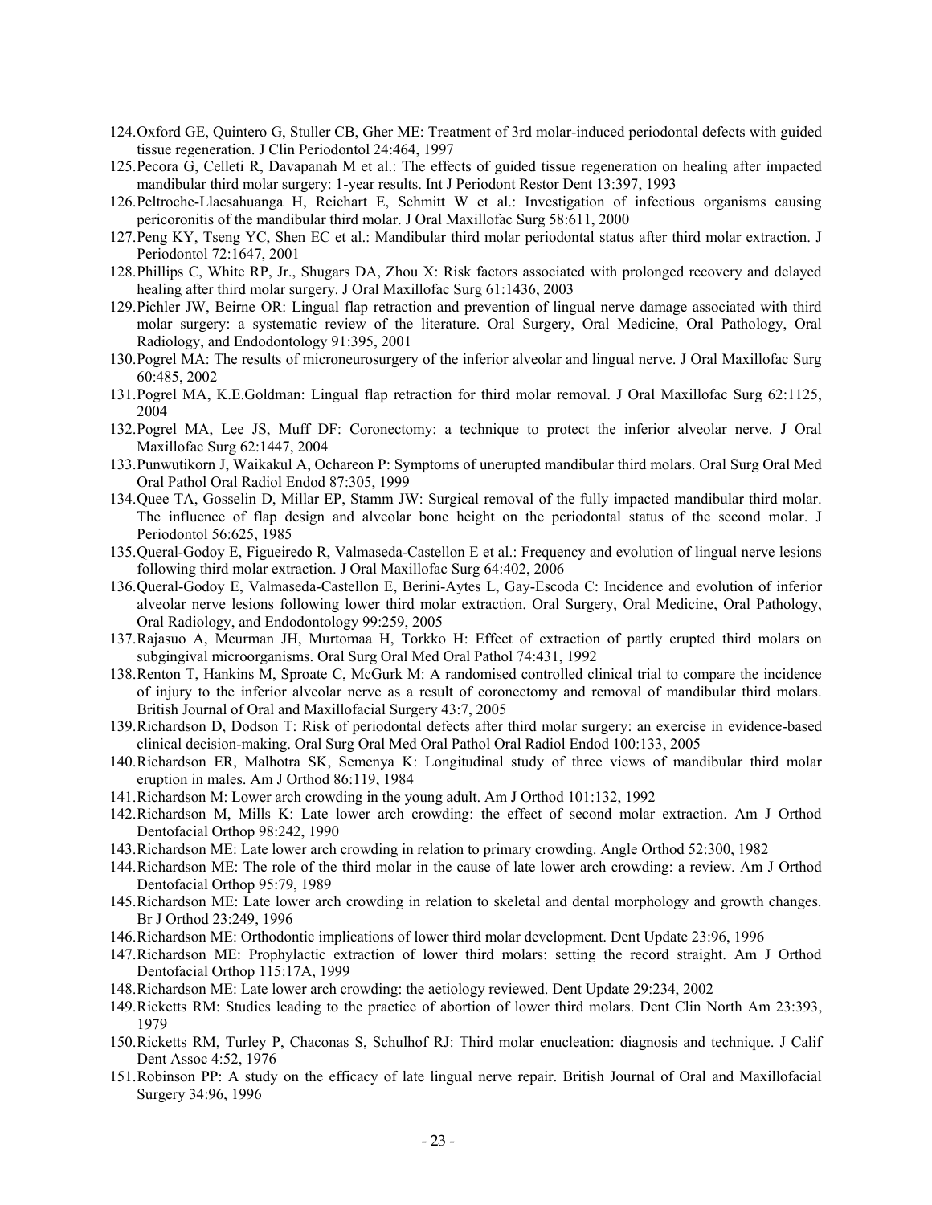124. Oxford GE, Quintero G, Stuller CB, Gher ME: Treatment of 3rd molar-induced periodontal defects with guided tissue regeneration. J Clin Periodontol 24:464, 1997
125. Pecora G, Celleti R, Davapanah M et al.: The effects of guided tissue regeneration on healing after impacted mandibular third molar surgery: 1-year results. Int J Periodont Restor Dent 13:397, 1993
126. Peltroche-Llacsahuanga H, Reichart E, Schmitt W et al.: Investigation of infectious organisms causing pericoronitis of the mandibular third molar. J Oral Maxillofac Surg 58:611, 2000
127. Peng KY, Tseng YC, Shen EC et al.: Mandibular third molar periodontal status after third molar extraction. J Periodontol 72:1647, 2001
128. Phillips C, White RP, Jr., Shugars DA, Zhou X: Risk factors associated with prolonged recovery and delayed healing after third molar surgery. J Oral Maxillofac Surg 61:1436, 2003
129. Pichler JW, Beirne OR: Lingual flap retraction and prevention of lingual nerve damage associated with third molar surgery: a systematic review of the literature. Oral Surgery, Oral Medicine, Oral Pathology, Oral Radiology, and Endodontology 91:395, 2001
130. Pogrel MA: The results of microneurosurgery of the inferior alveolar and lingual nerve. J Oral Maxillofac Surg 60:485, 2002
131. Pogrel MA, K.E.Goldman: Lingual flap retraction for third molar removal. J Oral Maxillofac Surg 62:1125, 2004
132. Pogrel MA, Lee JS, Muff DF: Coronectomy: a technique to protect the inferior alveolar nerve. J Oral Maxillofac Surg 62:1447, 2004
133. Punwutikorn J, Waikakul A, Ochareon P: Symptoms of unerupted mandibular third molars. Oral Surg Oral Med Oral Pathol Oral Radiol Endod 87:305, 1999
134. Quee TA, Gosselin D, Millar EP, Stamm JW: Surgical removal of the fully impacted mandibular third molar. The influence of flap design and alveolar bone height on the periodontal status of the second molar. J Periodontol 56:625, 1985
135. Queral-Godoy E, Figueiredo R, Valmaseda-Castellon E et al.: Frequency and evolution of lingual nerve lesions following third molar extraction. J Oral Maxillofac Surg 64:402, 2006
136. Queral-Godoy E, Valmaseda-Castellon E, Berini-Aytes L, Gay-Escoda C: Incidence and evolution of inferior alveolar nerve lesions following lower third molar extraction. Oral Surgery, Oral Medicine, Oral Pathology, Oral Radiology, and Endodontology 99:259, 2005
137. Rajasuo A, Meurman JH, Murtomaa H, Torkko H: Effect of extraction of partly erupted third molars on subgingival microorganisms. Oral Surg Oral Med Oral Pathol 74:431, 1992
138. Renton T, Hankins M, Sproate C, McGurk M: A randomised controlled clinical trial to compare the incidence of injury to the inferior alveolar nerve as a result of coronectomy and removal of mandibular third molars. British Journal of Oral and Maxillofacial Surgery 43:7, 2005
139. Richardson D, Dodson T: Risk of periodontal defects after third molar surgery: an exercise in evidence-based clinical decision-making. Oral Surg Oral Med Oral Pathol Oral Radiol Endod 100:133, 2005
140. Richardson ER, Malhotra SK, Semenya K: Longitudinal study of three views of mandibular third molar eruption in males. Am J Orthod 86:119, 1984
141. Richardson M: Lower arch crowding in the young adult. Am J Orthod 101:132, 1992
142. Richardson M, Mills K: Late lower arch crowding: the effect of second molar extraction. Am J Orthod Dentofacial Orthop 98:242, 1990
143. Richardson ME: Late lower arch crowding in relation to primary crowding. Angle Orthod 52:300, 1982
144. Richardson ME: The role of the third molar in the cause of late lower arch crowding: a review. Am J Orthod Dentofacial Orthop 95:79, 1989
145. Richardson ME: Late lower arch crowding in relation to skeletal and dental morphology and growth changes. Br J Orthod 23:249, 1996
146. Richardson ME: Orthodontic implications of lower third molar development. Dent Update 23:96, 1996
147. Richardson ME: Prophylactic extraction of lower third molars: setting the record straight. Am J Orthod Dentofacial Orthop 115:17A, 1999
148. Richardson ME: Late lower arch crowding: the aetiology reviewed. Dent Update 29:234, 2002
149. Ricketts RM: Studies leading to the practice of abortion of lower third molars. Dent Clin North Am 23:393, 1979
150. Ricketts RM, Turley P, Chaconas S, Schulhof RJ: Third molar enucleation: diagnosis and technique. J Calif Dent Assoc 4:52, 1976
151. Robinson PP: A study on the efficacy of late lingual nerve repair. British Journal of Oral and Maxillofacial Surgery 34:96, 1996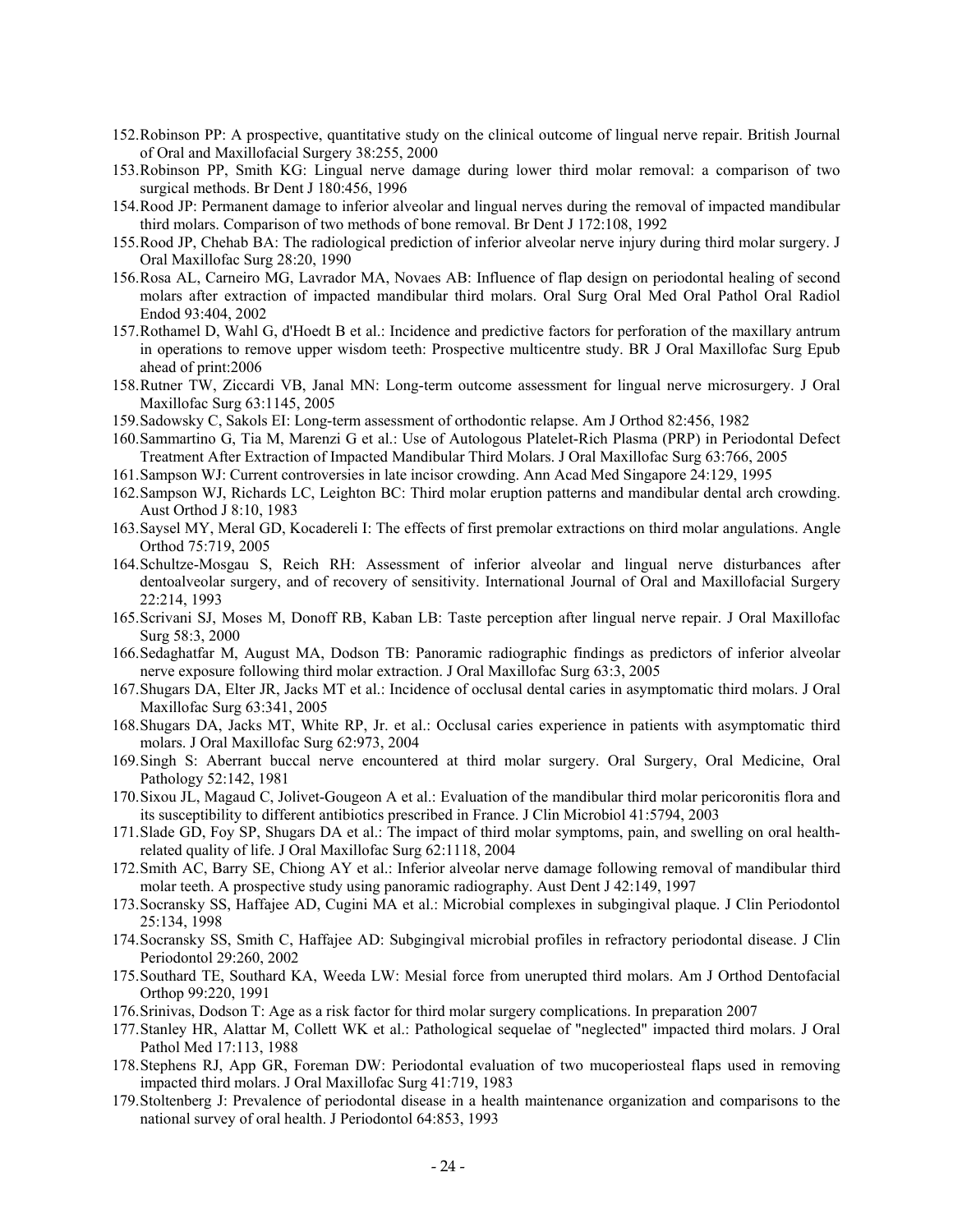152. Robinson PP: A prospective, quantitative study on the clinical outcome of lingual nerve repair. British Journal of Oral and Maxillofacial Surgery 38:255, 2000
153. Robinson PP, Smith KG: Lingual nerve damage during lower third molar removal: a comparison of two surgical methods. Br Dent J 180:456, 1996
154. Rood JP: Permanent damage to inferior alveolar and lingual nerves during the removal of impacted mandibular third molars. Comparison of two methods of bone removal. Br Dent J 172:108, 1992
155. Rood JP, Chehab BA: The radiological prediction of inferior alveolar nerve injury during third molar surgery. J Oral Maxillofac Surg 28:20, 1990
156. Rosa AL, Carneiro MG, Lavrador MA, Novaes AB: Influence of flap design on periodontal healing of second molars after extraction of impacted mandibular third molars. Oral Surg Oral Med Oral Pathol Oral Radiol Endod 93:404, 2002
157. Rothamel D, Wahl G, d'Hoedt B et al.: Incidence and predictive factors for perforation of the maxillary antrum in operations to remove upper wisdom teeth: Prospective multicentre study. BR J Oral Maxillofac Surg Epub ahead of print:2006
158. Rutner TW, Ziccardi VB, Janal MN: Long-term outcome assessment for lingual nerve microsurgery. J Oral Maxillofac Surg 63:1145, 2005
159. Sadowsky C, Sakols EI: Long-term assessment of orthodontic relapse. Am J Orthod 82:456, 1982
160. Sammartino G, Tia M, Marenzi G et al.: Use of Autologous Platelet-Rich Plasma (PRP) in Periodontal Defect Treatment After Extraction of Impacted Mandibular Third Molars. J Oral Maxillofac Surg 63:766, 2005
161. Sampson WJ: Current controversies in late incisor crowding. Ann Acad Med Singapore 24:129, 1995
162. Sampson WJ, Richards LC, Leighton BC: Third molar eruption patterns and mandibular dental arch crowding. Aust Orthod J 8:10, 1983
163. Saysel MY, Meral GD, Kocadereli I: The effects of first premolar extractions on third molar angulations. Angle Orthod 75:719, 2005
164. Schultze-Mosgau S, Reich RH: Assessment of inferior alveolar and lingual nerve disturbances after dentoalveolar surgery, and of recovery of sensitivity. International Journal of Oral and Maxillofacial Surgery 22:214, 1993
165. Scrivani SJ, Moses M, Donoff RB, Kaban LB: Taste perception after lingual nerve repair. J Oral Maxillofac Surg 58:3, 2000
166. Sedaghatfar M, August MA, Dodson TB: Panoramic radiographic findings as predictors of inferior alveolar nerve exposure following third molar extraction. J Oral Maxillofac Surg 63:3, 2005
167. Shugars DA, Elter JR, Jacks MT et al.: Incidence of occlusal dental caries in asymptomatic third molars. J Oral Maxillofac Surg 63:341, 2005
168. Shugars DA, Jacks MT, White RP, Jr. et al.: Occlusal caries experience in patients with asymptomatic third molars. J Oral Maxillofac Surg 62:973, 2004
169. Singh S: Aberrant buccal nerve encountered at third molar surgery. Oral Surgery, Oral Medicine, Oral Pathology 52:142, 1981
170. Sixou JL, Magaud C, Jolivet-Gougeon A et al.: Evaluation of the mandibular third molar pericoronitis flora and its susceptibility to different antibiotics prescribed in France. J Clin Microbiol 41:5794, 2003
171. Slade GD, Foy SP, Shugars DA et al.: The impact of third molar symptoms, pain, and swelling on oral health-related quality of life. J Oral Maxillofac Surg 62:1118, 2004
172. Smith AC, Barry SE, Chiong AY et al.: Inferior alveolar nerve damage following removal of mandibular third molar teeth. A prospective study using panoramic radiography. Aust Dent J 42:149, 1997
173. Socransky SS, Haffajee AD, Cugini MA et al.: Microbial complexes in subgingival plaque. J Clin Periodontol 25:134, 1998
174. Socransky SS, Smith C, Haffajee AD: Subgingival microbial profiles in refractory periodontal disease. J Clin Periodontol 29:260, 2002
175. Southard TE, Southard KA, Weeda LW: Mesial force from unerupted third molars. Am J Orthod Dentofacial Orthop 99:220, 1991
176. Srinivas, Dodson T: Age as a risk factor for third molar surgery complications. In preparation 2007
177. Stanley HR, Alattar M, Collett WK et al.: Pathological sequelae of "neglected" impacted third molars. J Oral Pathol Med 17:113, 1988
178. Stephens RJ, App GR, Foreman DW: Periodontal evaluation of two mucoperiosteal flaps used in removing impacted third molars. J Oral Maxillofac Surg 41:719, 1983
179. Stoltenberg J: Prevalence of periodontal disease in a health maintenance organization and comparisons to the national survey of oral health. J Periodontol 64:853, 1993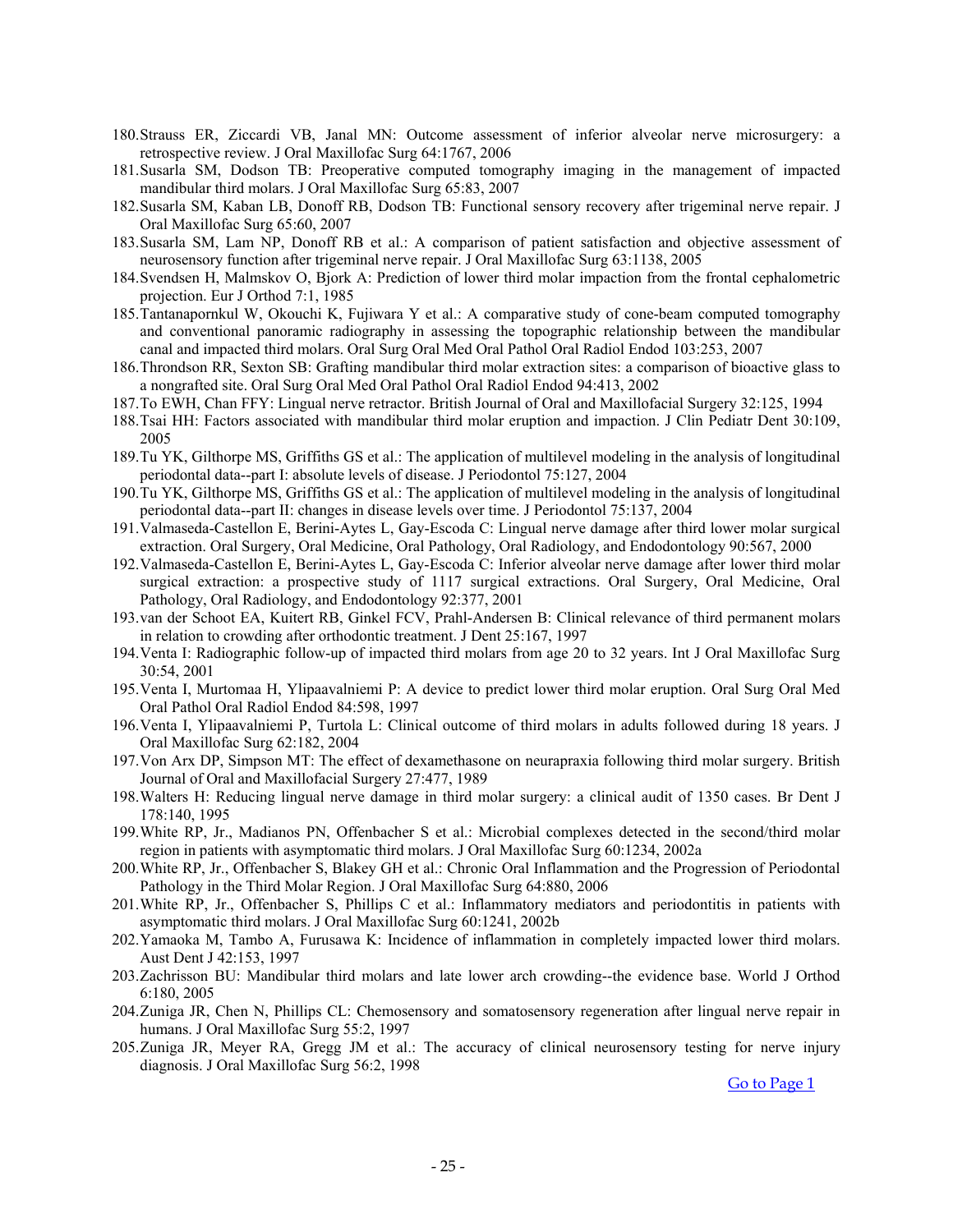180. Strauss ER, Ziccardi VB, Janal MN: Outcome assessment of inferior alveolar nerve microsurgery: a retrospective review. J Oral Maxillofac Surg 64:1767, 2006
181. Susarla SM, Dodson TB: Preoperative computed tomography imaging in the management of impacted mandibular third molars. J Oral Maxillofac Surg 65:83, 2007
182. Susarla SM, Kaban LB, Donoff RB, Dodson TB: Functional sensory recovery after trigeminal nerve repair. J Oral Maxillofac Surg 65:60, 2007
183. Susarla SM, Lam NP, Donoff RB et al.: A comparison of patient satisfaction and objective assessment of neurosensory function after trigeminal nerve repair. J Oral Maxillofac Surg 63:1138, 2005
184. Svendsen H, Malmskov O, Bjork A: Prediction of lower third molar impaction from the frontal cephalometric projection. Eur J Orthod 7:1, 1985
185. Tantanapornkul W, Okouchi K, Fujiwara Y et al.: A comparative study of cone-beam computed tomography and conventional panoramic radiography in assessing the topographic relationship between the mandibular canal and impacted third molars. Oral Surg Oral Med Oral Pathol Oral Radiol Endod 103:253, 2007
186. Throndson RR, Sexton SB: Grafting mandibular third molar extraction sites: a comparison of bioactive glass to a nongrafted site. Oral Surg Oral Med Oral Pathol Oral Radiol Endod 94:413, 2002
187. To EWH, Chan FFY: Lingual nerve retractor. British Journal of Oral and Maxillofacial Surgery 32:125, 1994
188. Tsai HH: Factors associated with mandibular third molar eruption and impaction. J Clin Pediatr Dent 30:109, 2005
189. Tu YK, Gilthorpe MS, Griffiths GS et al.: The application of multilevel modeling in the analysis of longitudinal periodontal data--part I: absolute levels of disease. J Periodontol 75:127, 2004
190. Tu YK, Gilthorpe MS, Griffiths GS et al.: The application of multilevel modeling in the analysis of longitudinal periodontal data--part II: changes in disease levels over time. J Periodontol 75:137, 2004
191. Valmaseda-Castellon E, Berini-Aytes L, Gay-Escoda C: Lingual nerve damage after third lower molar surgical extraction. Oral Surgery, Oral Medicine, Oral Pathology, Oral Radiology, and Endodontology 90:567, 2000
192. Valmaseda-Castellon E, Berini-Aytes L, Gay-Escoda C: Inferior alveolar nerve damage after lower third molar surgical extraction: a prospective study of 1117 surgical extractions. Oral Surgery, Oral Medicine, Oral Pathology, Oral Radiology, and Endodontology 92:377, 2001
193. van der Schoot EA, Kuitert RB, Ginkel FCV, Prahl-Andersen B: Clinical relevance of third permanent molars in relation to crowding after orthodontic treatment. J Dent 25:167, 1997
194. Venta I: Radiographic follow-up of impacted third molars from age 20 to 32 years. Int J Oral Maxillofac Surg 30:54, 2001
195. Venta I, Murtomaa H, Ylipaavalniemi P: A device to predict lower third molar eruption. Oral Surg Oral Med Oral Pathol Oral Radiol Endod 84:598, 1997
196. Venta I, Ylipaavalniemi P, Turtola L: Clinical outcome of third molars in adults followed during 18 years. J Oral Maxillofac Surg 62:182, 2004
197. Von Arx DP, Simpson MT: The effect of dexamethasone on neurapraxia following third molar surgery. British Journal of Oral and Maxillofacial Surgery 27:477, 1989
198. Walters H: Reducing lingual nerve damage in third molar surgery: a clinical audit of 1350 cases. Br Dent J 178:140, 1995
199. White RP, Jr., Madianos PN, Offenbacher S et al.: Microbial complexes detected in the second/third molar region in patients with asymptomatic third molars. J Oral Maxillofac Surg 60:1234, 2002a
200. White RP, Jr., Offenbacher S, Blakey GH et al.: Chronic Oral Inflammation and the Progression of Periodontal Pathology in the Third Molar Region. J Oral Maxillofac Surg 64:880, 2006
201. White RP, Jr., Offenbacher S, Phillips C et al.: Inflammatory mediators and periodontitis in patients with asymptomatic third molars. J Oral Maxillofac Surg 60:1241, 2002b
202. Yamaoka M, Tambo A, Furusawa K: Incidence of inflammation in completely impacted lower third molars. Aust Dent J 42:153, 1997
203. Zachrisson BU: Mandibular third molars and late lower arch crowding--the evidence base. World J Orthod 6:180, 2005
204. Zuniga JR, Chen N, Phillips CL: Chemosensory and somatosensory regeneration after lingual nerve repair in humans. J Oral Maxillofac Surg 55:2, 1997
205. Zuniga JR, Meyer RA, Gregg JM et al.: The accuracy of clinical neurosensory testing for nerve injury diagnosis. J Oral Maxillofac Surg 56:2, 1998

Go to Page 1